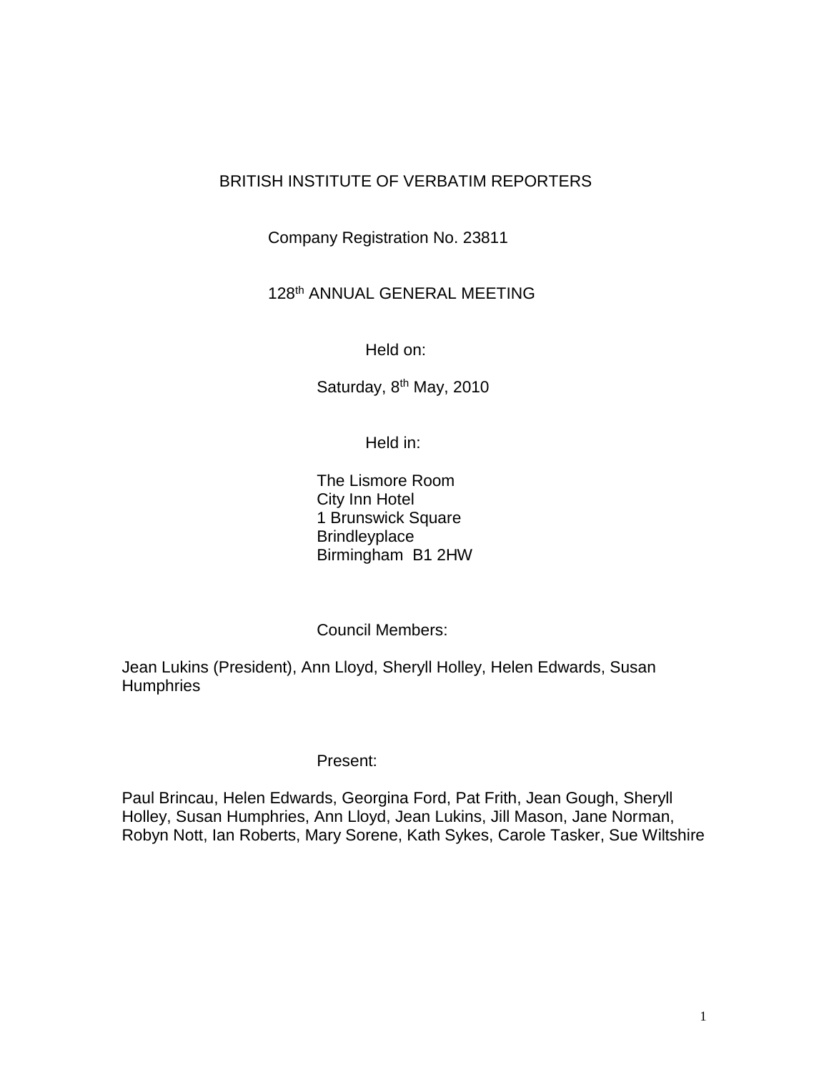# BRITISH INSTITUTE OF VERBATIM REPORTERS

Company Registration No. 23811

128th ANNUAL GENERAL MEETING

Held on:

Saturday, 8th May, 2010

Held in:

The Lismore Room
City Inn Hotel
1 Brunswick Square
Brindleyplace
Birmingham B1 2HW

Council Members:

Jean Lukins (President), Ann Lloyd, Sheryll Holley, Helen Edwards, Susan Humphries

Present:

Paul Brincau, Helen Edwards, Georgina Ford, Pat Frith, Jean Gough, Sheryll Holley, Susan Humphries, Ann Lloyd, Jean Lukins, Jill Mason, Jane Norman, Robyn Nott, Ian Roberts, Mary Sorene, Kath Sykes, Carole Tasker, Sue Wiltshire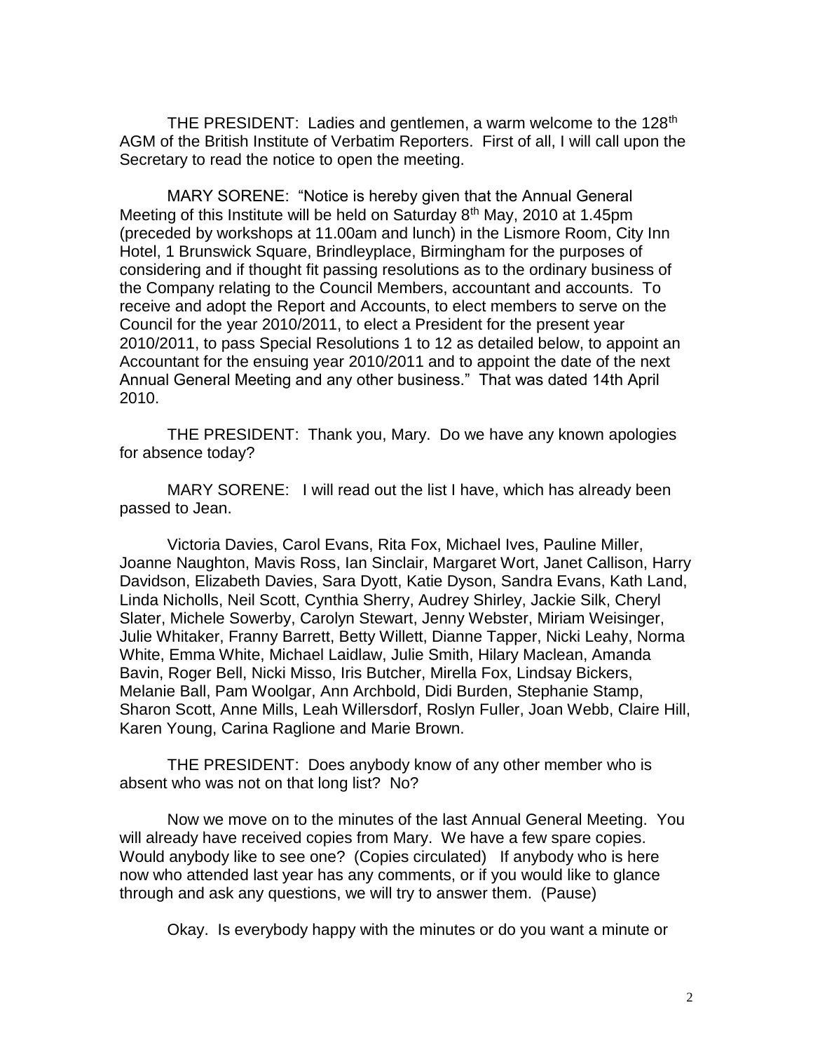THE PRESIDENT: Ladies and gentlemen, a warm welcome to the 128th AGM of the British Institute of Verbatim Reporters. First of all, I will call upon the Secretary to read the notice to open the meeting.

MARY SORENE: "Notice is hereby given that the Annual General Meeting of this Institute will be held on Saturday 8th May, 2010 at 1.45pm (preceded by workshops at 11.00am and lunch) in the Lismore Room, City Inn Hotel, 1 Brunswick Square, Brindleyplace, Birmingham for the purposes of considering and if thought fit passing resolutions as to the ordinary business of the Company relating to the Council Members, accountant and accounts. To receive and adopt the Report and Accounts, to elect members to serve on the Council for the year 2010/2011, to elect a President for the present year 2010/2011, to pass Special Resolutions 1 to 12 as detailed below, to appoint an Accountant for the ensuing year 2010/2011 and to appoint the date of the next Annual General Meeting and any other business." That was dated 14th April 2010.

THE PRESIDENT: Thank you, Mary. Do we have any known apologies for absence today?

MARY SORENE: I will read out the list I have, which has already been passed to Jean.

Victoria Davies, Carol Evans, Rita Fox, Michael Ives, Pauline Miller, Joanne Naughton, Mavis Ross, Ian Sinclair, Margaret Wort, Janet Callison, Harry Davidson, Elizabeth Davies, Sara Dyott, Katie Dyson, Sandra Evans, Kath Land, Linda Nicholls, Neil Scott, Cynthia Sherry, Audrey Shirley, Jackie Silk, Cheryl Slater, Michele Sowerby, Carolyn Stewart, Jenny Webster, Miriam Weisinger, Julie Whitaker, Franny Barrett, Betty Willett, Dianne Tapper, Nicki Leahy, Norma White, Emma White, Michael Laidlaw, Julie Smith, Hilary Maclean, Amanda Bavin, Roger Bell, Nicki Misso, Iris Butcher, Mirella Fox, Lindsay Bickers, Melanie Ball, Pam Woolgar, Ann Archbold, Didi Burden, Stephanie Stamp, Sharon Scott, Anne Mills, Leah Willersdorf, Roslyn Fuller, Joan Webb, Claire Hill, Karen Young, Carina Raglione and Marie Brown.

THE PRESIDENT: Does anybody know of any other member who is absent who was not on that long list? No?

Now we move on to the minutes of the last Annual General Meeting. You will already have received copies from Mary. We have a few spare copies. Would anybody like to see one? (Copies circulated) If anybody who is here now who attended last year has any comments, or if you would like to glance through and ask any questions, we will try to answer them. (Pause)

Okay. Is everybody happy with the minutes or do you want a minute or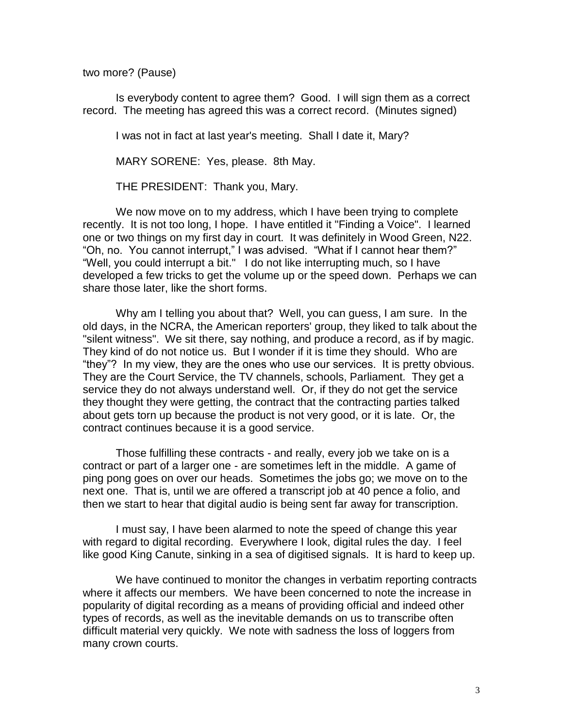two more? (Pause)

Is everybody content to agree them? Good. I will sign them as a correct record. The meeting has agreed this was a correct record. (Minutes signed)

I was not in fact at last year's meeting. Shall I date it, Mary?

MARY SORENE: Yes, please. 8th May.

THE PRESIDENT: Thank you, Mary.

We now move on to my address, which I have been trying to complete recently. It is not too long, I hope. I have entitled it "Finding a Voice". I learned one or two things on my first day in court. It was definitely in Wood Green, N22. "Oh, no. You cannot interrupt," I was advised. "What if I cannot hear them?" "Well, you could interrupt a bit." I do not like interrupting much, so I have developed a few tricks to get the volume up or the speed down. Perhaps we can share those later, like the short forms.

Why am I telling you about that? Well, you can guess, I am sure. In the old days, in the NCRA, the American reporters' group, they liked to talk about the "silent witness". We sit there, say nothing, and produce a record, as if by magic. They kind of do not notice us. But I wonder if it is time they should. Who are "they"? In my view, they are the ones who use our services. It is pretty obvious. They are the Court Service, the TV channels, schools, Parliament. They get a service they do not always understand well. Or, if they do not get the service they thought they were getting, the contract that the contracting parties talked about gets torn up because the product is not very good, or it is late. Or, the contract continues because it is a good service.

Those fulfilling these contracts - and really, every job we take on is a contract or part of a larger one - are sometimes left in the middle. A game of ping pong goes on over our heads. Sometimes the jobs go; we move on to the next one. That is, until we are offered a transcript job at 40 pence a folio, and then we start to hear that digital audio is being sent far away for transcription.

I must say, I have been alarmed to note the speed of change this year with regard to digital recording. Everywhere I look, digital rules the day. I feel like good King Canute, sinking in a sea of digitised signals. It is hard to keep up.

We have continued to monitor the changes in verbatim reporting contracts where it affects our members. We have been concerned to note the increase in popularity of digital recording as a means of providing official and indeed other types of records, as well as the inevitable demands on us to transcribe often difficult material very quickly. We note with sadness the loss of loggers from many crown courts.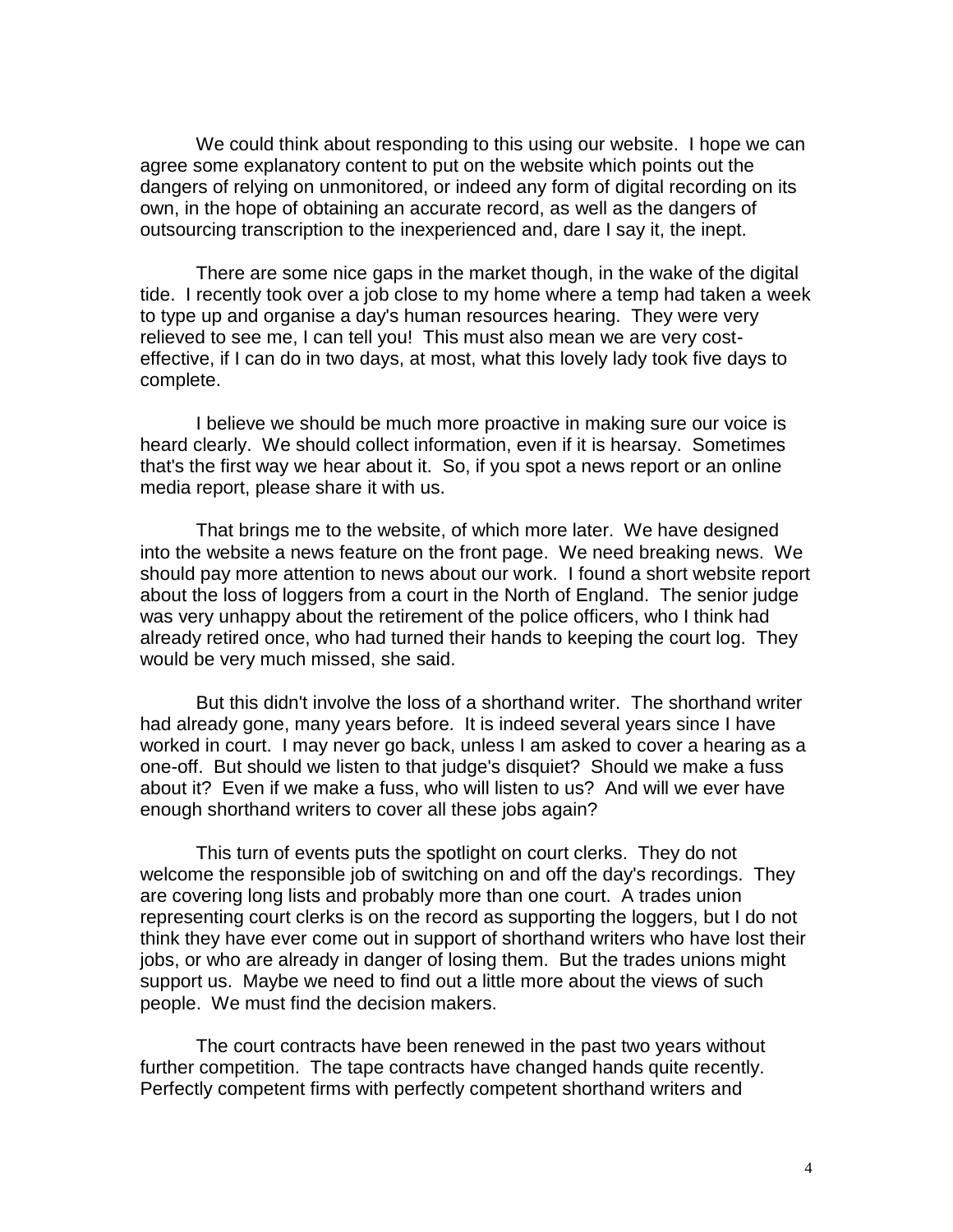We could think about responding to this using our website. I hope we can agree some explanatory content to put on the website which points out the dangers of relying on unmonitored, or indeed any form of digital recording on its own, in the hope of obtaining an accurate record, as well as the dangers of outsourcing transcription to the inexperienced and, dare I say it, the inept.

There are some nice gaps in the market though, in the wake of the digital tide. I recently took over a job close to my home where a temp had taken a week to type up and organise a day's human resources hearing. They were very relieved to see me, I can tell you! This must also mean we are very cost-effective, if I can do in two days, at most, what this lovely lady took five days to complete.

I believe we should be much more proactive in making sure our voice is heard clearly. We should collect information, even if it is hearsay. Sometimes that's the first way we hear about it. So, if you spot a news report or an online media report, please share it with us.

That brings me to the website, of which more later. We have designed into the website a news feature on the front page. We need breaking news. We should pay more attention to news about our work. I found a short website report about the loss of loggers from a court in the North of England. The senior judge was very unhappy about the retirement of the police officers, who I think had already retired once, who had turned their hands to keeping the court log. They would be very much missed, she said.

But this didn't involve the loss of a shorthand writer. The shorthand writer had already gone, many years before. It is indeed several years since I have worked in court. I may never go back, unless I am asked to cover a hearing as a one-off. But should we listen to that judge's disquiet? Should we make a fuss about it? Even if we make a fuss, who will listen to us? And will we ever have enough shorthand writers to cover all these jobs again?

This turn of events puts the spotlight on court clerks. They do not welcome the responsible job of switching on and off the day's recordings. They are covering long lists and probably more than one court. A trades union representing court clerks is on the record as supporting the loggers, but I do not think they have ever come out in support of shorthand writers who have lost their jobs, or who are already in danger of losing them. But the trades unions might support us. Maybe we need to find out a little more about the views of such people. We must find the decision makers.

The court contracts have been renewed in the past two years without further competition. The tape contracts have changed hands quite recently. Perfectly competent firms with perfectly competent shorthand writers and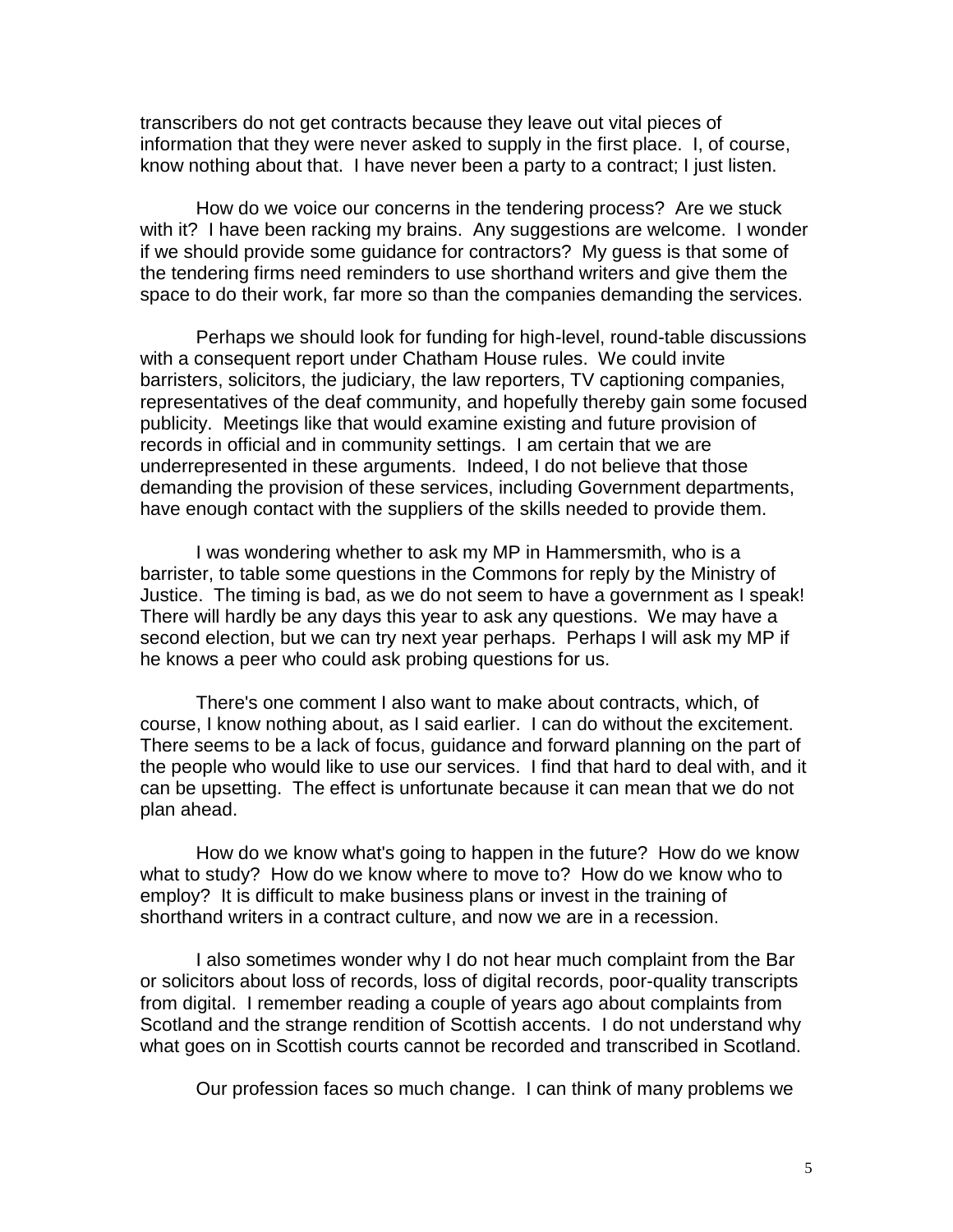transcribers do not get contracts because they leave out vital pieces of information that they were never asked to supply in the first place. I, of course, know nothing about that. I have never been a party to a contract; I just listen.

How do we voice our concerns in the tendering process? Are we stuck with it? I have been racking my brains. Any suggestions are welcome. I wonder if we should provide some guidance for contractors? My guess is that some of the tendering firms need reminders to use shorthand writers and give them the space to do their work, far more so than the companies demanding the services.

Perhaps we should look for funding for high-level, round-table discussions with a consequent report under Chatham House rules. We could invite barristers, solicitors, the judiciary, the law reporters, TV captioning companies, representatives of the deaf community, and hopefully thereby gain some focused publicity. Meetings like that would examine existing and future provision of records in official and in community settings. I am certain that we are underrepresented in these arguments. Indeed, I do not believe that those demanding the provision of these services, including Government departments, have enough contact with the suppliers of the skills needed to provide them.

I was wondering whether to ask my MP in Hammersmith, who is a barrister, to table some questions in the Commons for reply by the Ministry of Justice. The timing is bad, as we do not seem to have a government as I speak! There will hardly be any days this year to ask any questions. We may have a second election, but we can try next year perhaps. Perhaps I will ask my MP if he knows a peer who could ask probing questions for us.

There's one comment I also want to make about contracts, which, of course, I know nothing about, as I said earlier. I can do without the excitement. There seems to be a lack of focus, guidance and forward planning on the part of the people who would like to use our services. I find that hard to deal with, and it can be upsetting. The effect is unfortunate because it can mean that we do not plan ahead.

How do we know what's going to happen in the future? How do we know what to study? How do we know where to move to? How do we know who to employ? It is difficult to make business plans or invest in the training of shorthand writers in a contract culture, and now we are in a recession.

I also sometimes wonder why I do not hear much complaint from the Bar or solicitors about loss of records, loss of digital records, poor-quality transcripts from digital. I remember reading a couple of years ago about complaints from Scotland and the strange rendition of Scottish accents. I do not understand why what goes on in Scottish courts cannot be recorded and transcribed in Scotland.

Our profession faces so much change. I can think of many problems we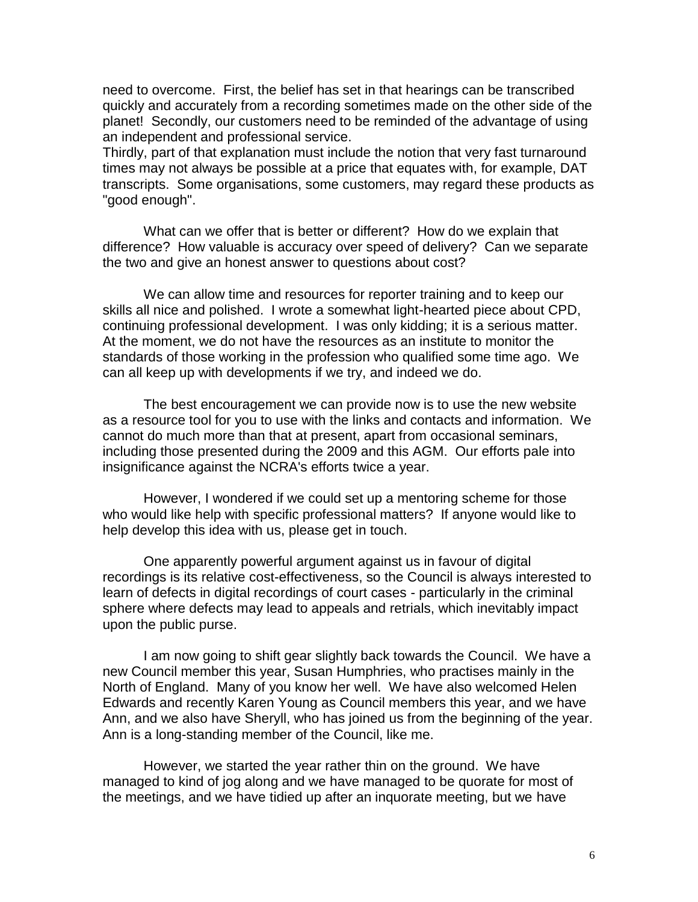need to overcome. First, the belief has set in that hearings can be transcribed quickly and accurately from a recording sometimes made on the other side of the planet! Secondly, our customers need to be reminded of the advantage of using an independent and professional service.
Thirdly, part of that explanation must include the notion that very fast turnaround times may not always be possible at a price that equates with, for example, DAT transcripts. Some organisations, some customers, may regard these products as "good enough".

What can we offer that is better or different? How do we explain that difference? How valuable is accuracy over speed of delivery? Can we separate the two and give an honest answer to questions about cost?

We can allow time and resources for reporter training and to keep our skills all nice and polished. I wrote a somewhat light-hearted piece about CPD, continuing professional development. I was only kidding; it is a serious matter. At the moment, we do not have the resources as an institute to monitor the standards of those working in the profession who qualified some time ago. We can all keep up with developments if we try, and indeed we do.

The best encouragement we can provide now is to use the new website as a resource tool for you to use with the links and contacts and information. We cannot do much more than that at present, apart from occasional seminars, including those presented during the 2009 and this AGM. Our efforts pale into insignificance against the NCRA's efforts twice a year.

However, I wondered if we could set up a mentoring scheme for those who would like help with specific professional matters? If anyone would like to help develop this idea with us, please get in touch.

One apparently powerful argument against us in favour of digital recordings is its relative cost-effectiveness, so the Council is always interested to learn of defects in digital recordings of court cases - particularly in the criminal sphere where defects may lead to appeals and retrials, which inevitably impact upon the public purse.

I am now going to shift gear slightly back towards the Council. We have a new Council member this year, Susan Humphries, who practises mainly in the North of England. Many of you know her well. We have also welcomed Helen Edwards and recently Karen Young as Council members this year, and we have Ann, and we also have Sheryll, who has joined us from the beginning of the year. Ann is a long-standing member of the Council, like me.

However, we started the year rather thin on the ground. We have managed to kind of jog along and we have managed to be quorate for most of the meetings, and we have tidied up after an inquorate meeting, but we have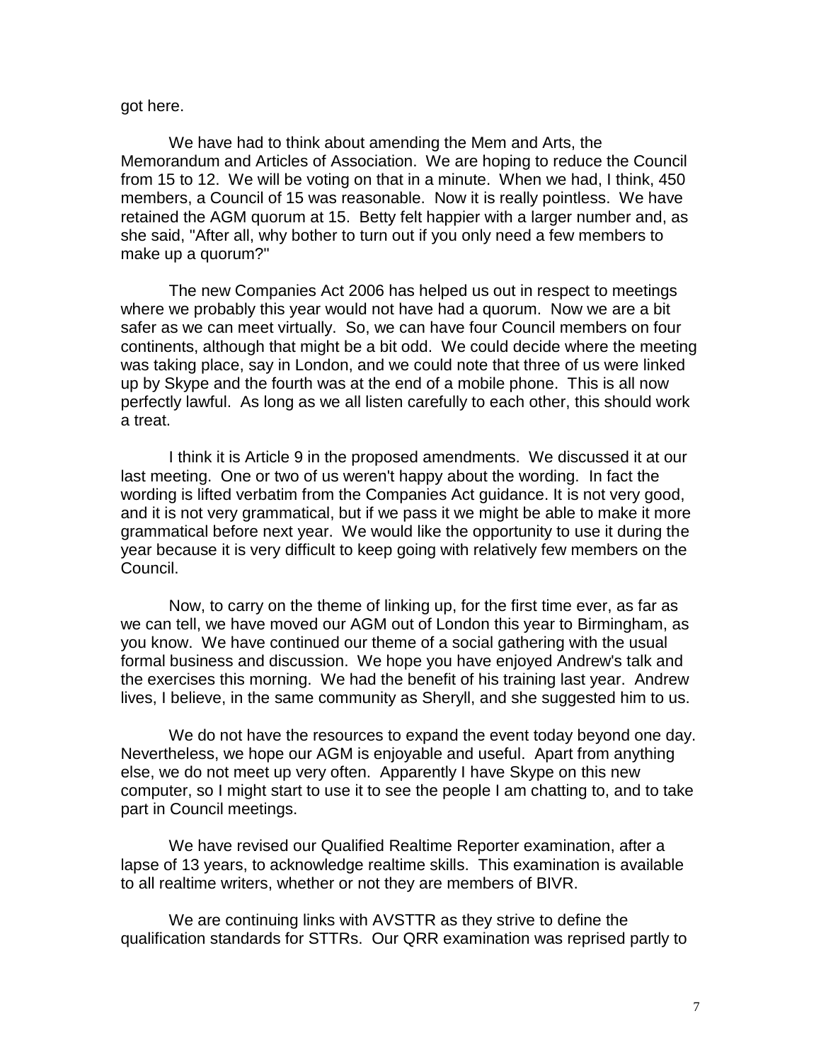got here.

We have had to think about amending the Mem and Arts, the Memorandum and Articles of Association. We are hoping to reduce the Council from 15 to 12. We will be voting on that in a minute. When we had, I think, 450 members, a Council of 15 was reasonable. Now it is really pointless. We have retained the AGM quorum at 15. Betty felt happier with a larger number and, as she said, "After all, why bother to turn out if you only need a few members to make up a quorum?"

The new Companies Act 2006 has helped us out in respect to meetings where we probably this year would not have had a quorum. Now we are a bit safer as we can meet virtually. So, we can have four Council members on four continents, although that might be a bit odd. We could decide where the meeting was taking place, say in London, and we could note that three of us were linked up by Skype and the fourth was at the end of a mobile phone. This is all now perfectly lawful. As long as we all listen carefully to each other, this should work a treat.

I think it is Article 9 in the proposed amendments. We discussed it at our last meeting. One or two of us weren't happy about the wording. In fact the wording is lifted verbatim from the Companies Act guidance. It is not very good, and it is not very grammatical, but if we pass it we might be able to make it more grammatical before next year. We would like the opportunity to use it during the year because it is very difficult to keep going with relatively few members on the Council.

Now, to carry on the theme of linking up, for the first time ever, as far as we can tell, we have moved our AGM out of London this year to Birmingham, as you know. We have continued our theme of a social gathering with the usual formal business and discussion. We hope you have enjoyed Andrew's talk and the exercises this morning. We had the benefit of his training last year. Andrew lives, I believe, in the same community as Sheryll, and she suggested him to us.

We do not have the resources to expand the event today beyond one day. Nevertheless, we hope our AGM is enjoyable and useful. Apart from anything else, we do not meet up very often. Apparently I have Skype on this new computer, so I might start to use it to see the people I am chatting to, and to take part in Council meetings.

We have revised our Qualified Realtime Reporter examination, after a lapse of 13 years, to acknowledge realtime skills. This examination is available to all realtime writers, whether or not they are members of BIVR.

We are continuing links with AVSTTR as they strive to define the qualification standards for STTRs. Our QRR examination was reprised partly to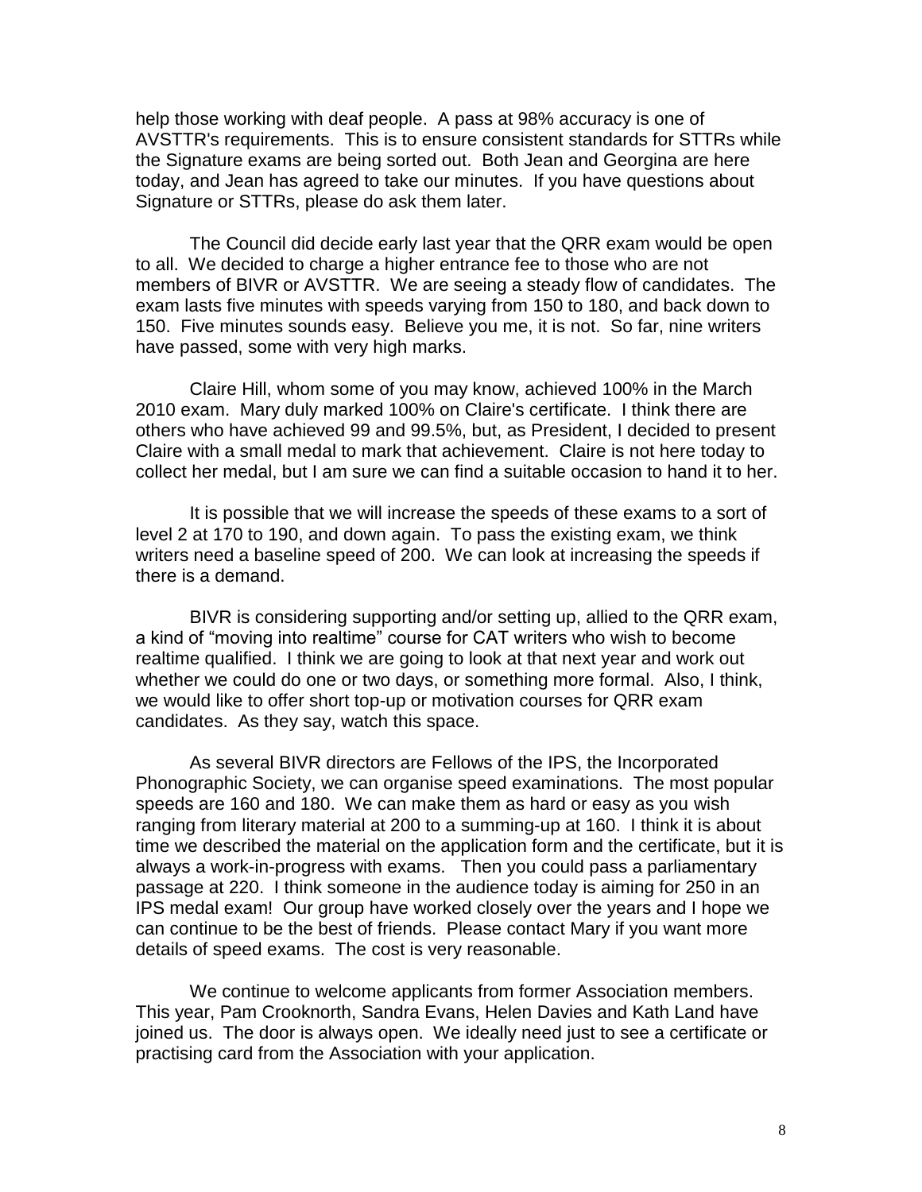help those working with deaf people. A pass at 98% accuracy is one of AVSTTR's requirements. This is to ensure consistent standards for STTRs while the Signature exams are being sorted out. Both Jean and Georgina are here today, and Jean has agreed to take our minutes. If you have questions about Signature or STTRs, please do ask them later.

The Council did decide early last year that the QRR exam would be open to all. We decided to charge a higher entrance fee to those who are not members of BIVR or AVSTTR. We are seeing a steady flow of candidates. The exam lasts five minutes with speeds varying from 150 to 180, and back down to 150. Five minutes sounds easy. Believe you me, it is not. So far, nine writers have passed, some with very high marks.

Claire Hill, whom some of you may know, achieved 100% in the March 2010 exam. Mary duly marked 100% on Claire's certificate. I think there are others who have achieved 99 and 99.5%, but, as President, I decided to present Claire with a small medal to mark that achievement. Claire is not here today to collect her medal, but I am sure we can find a suitable occasion to hand it to her.

It is possible that we will increase the speeds of these exams to a sort of level 2 at 170 to 190, and down again. To pass the existing exam, we think writers need a baseline speed of 200. We can look at increasing the speeds if there is a demand.

BIVR is considering supporting and/or setting up, allied to the QRR exam, a kind of "moving into realtime" course for CAT writers who wish to become realtime qualified. I think we are going to look at that next year and work out whether we could do one or two days, or something more formal. Also, I think, we would like to offer short top-up or motivation courses for QRR exam candidates. As they say, watch this space.

As several BIVR directors are Fellows of the IPS, the Incorporated Phonographic Society, we can organise speed examinations. The most popular speeds are 160 and 180. We can make them as hard or easy as you wish ranging from literary material at 200 to a summing-up at 160. I think it is about time we described the material on the application form and the certificate, but it is always a work-in-progress with exams. Then you could pass a parliamentary passage at 220. I think someone in the audience today is aiming for 250 in an IPS medal exam! Our group have worked closely over the years and I hope we can continue to be the best of friends. Please contact Mary if you want more details of speed exams. The cost is very reasonable.

We continue to welcome applicants from former Association members. This year, Pam Crooknorth, Sandra Evans, Helen Davies and Kath Land have joined us. The door is always open. We ideally need just to see a certificate or practising card from the Association with your application.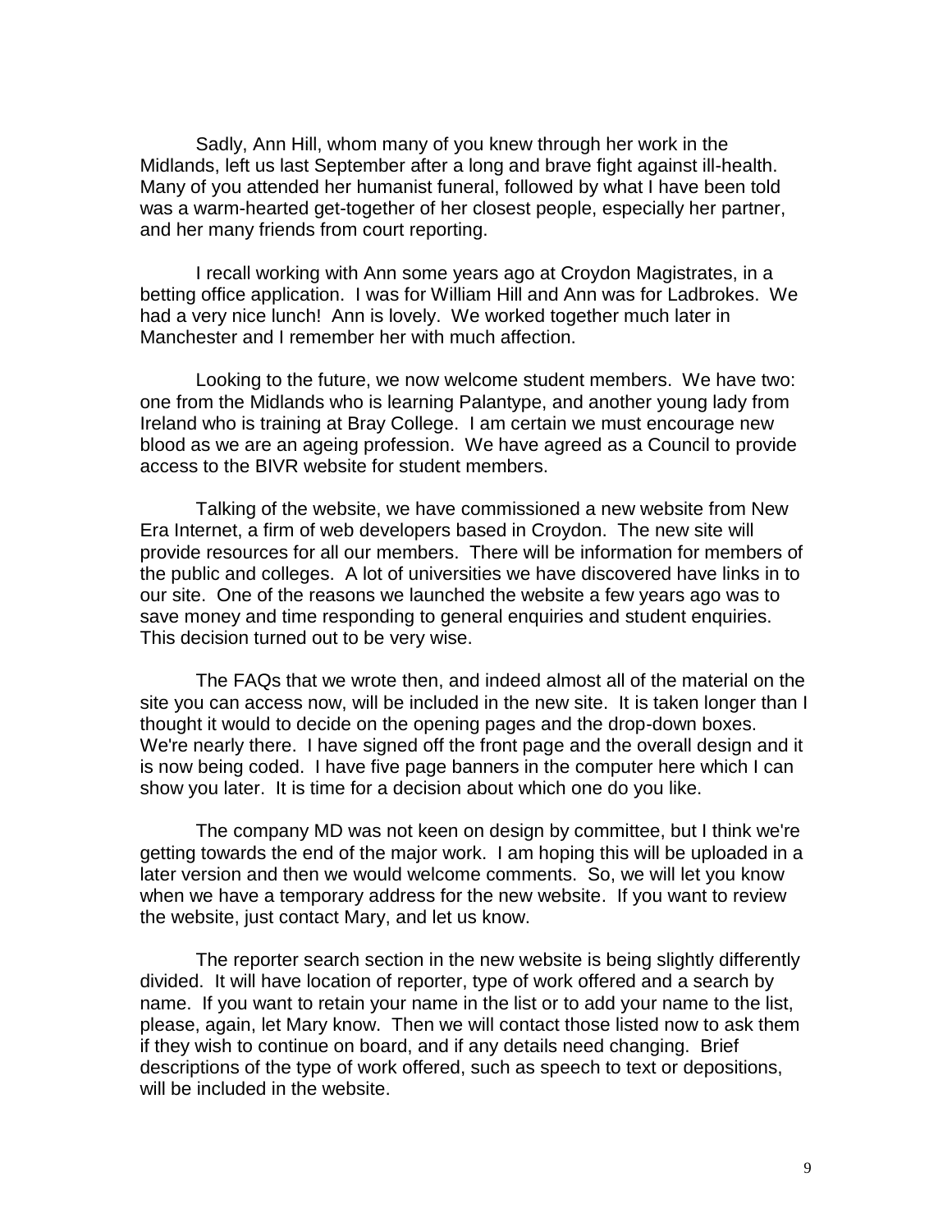Sadly, Ann Hill, whom many of you knew through her work in the Midlands, left us last September after a long and brave fight against ill-health. Many of you attended her humanist funeral, followed by what I have been told was a warm-hearted get-together of her closest people, especially her partner, and her many friends from court reporting.

I recall working with Ann some years ago at Croydon Magistrates, in a betting office application. I was for William Hill and Ann was for Ladbrokes. We had a very nice lunch! Ann is lovely. We worked together much later in Manchester and I remember her with much affection.

Looking to the future, we now welcome student members. We have two: one from the Midlands who is learning Palantype, and another young lady from Ireland who is training at Bray College. I am certain we must encourage new blood as we are an ageing profession. We have agreed as a Council to provide access to the BIVR website for student members.

Talking of the website, we have commissioned a new website from New Era Internet, a firm of web developers based in Croydon. The new site will provide resources for all our members. There will be information for members of the public and colleges. A lot of universities we have discovered have links in to our site. One of the reasons we launched the website a few years ago was to save money and time responding to general enquiries and student enquiries. This decision turned out to be very wise.

The FAQs that we wrote then, and indeed almost all of the material on the site you can access now, will be included in the new site. It is taken longer than I thought it would to decide on the opening pages and the drop-down boxes. We're nearly there. I have signed off the front page and the overall design and it is now being coded. I have five page banners in the computer here which I can show you later. It is time for a decision about which one do you like.

The company MD was not keen on design by committee, but I think we're getting towards the end of the major work. I am hoping this will be uploaded in a later version and then we would welcome comments. So, we will let you know when we have a temporary address for the new website. If you want to review the website, just contact Mary, and let us know.

The reporter search section in the new website is being slightly differently divided. It will have location of reporter, type of work offered and a search by name. If you want to retain your name in the list or to add your name to the list, please, again, let Mary know. Then we will contact those listed now to ask them if they wish to continue on board, and if any details need changing. Brief descriptions of the type of work offered, such as speech to text or depositions, will be included in the website.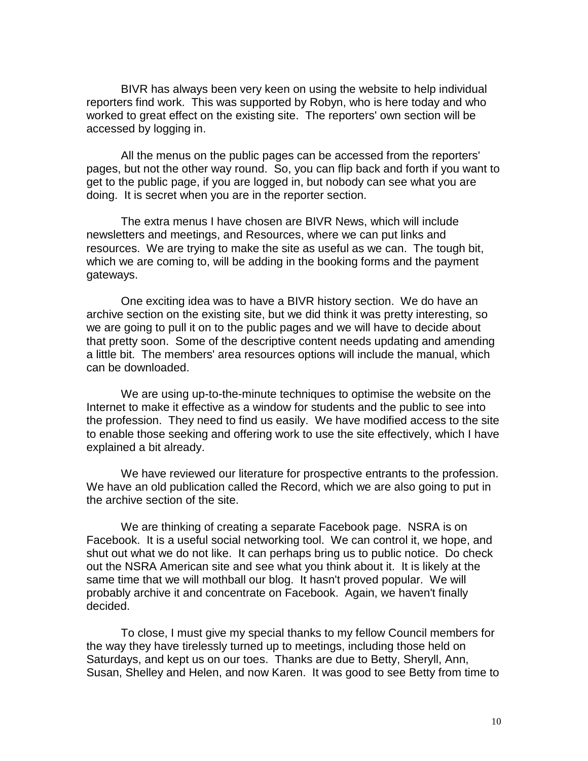BIVR has always been very keen on using the website to help individual reporters find work. This was supported by Robyn, who is here today and who worked to great effect on the existing site. The reporters' own section will be accessed by logging in.

All the menus on the public pages can be accessed from the reporters' pages, but not the other way round. So, you can flip back and forth if you want to get to the public page, if you are logged in, but nobody can see what you are doing. It is secret when you are in the reporter section.

The extra menus I have chosen are BIVR News, which will include newsletters and meetings, and Resources, where we can put links and resources. We are trying to make the site as useful as we can. The tough bit, which we are coming to, will be adding in the booking forms and the payment gateways.

One exciting idea was to have a BIVR history section. We do have an archive section on the existing site, but we did think it was pretty interesting, so we are going to pull it on to the public pages and we will have to decide about that pretty soon. Some of the descriptive content needs updating and amending a little bit. The members' area resources options will include the manual, which can be downloaded.

We are using up-to-the-minute techniques to optimise the website on the Internet to make it effective as a window for students and the public to see into the profession. They need to find us easily. We have modified access to the site to enable those seeking and offering work to use the site effectively, which I have explained a bit already.

We have reviewed our literature for prospective entrants to the profession. We have an old publication called the Record, which we are also going to put in the archive section of the site.

We are thinking of creating a separate Facebook page. NSRA is on Facebook. It is a useful social networking tool. We can control it, we hope, and shut out what we do not like. It can perhaps bring us to public notice. Do check out the NSRA American site and see what you think about it. It is likely at the same time that we will mothball our blog. It hasn't proved popular. We will probably archive it and concentrate on Facebook. Again, we haven't finally decided.

To close, I must give my special thanks to my fellow Council members for the way they have tirelessly turned up to meetings, including those held on Saturdays, and kept us on our toes. Thanks are due to Betty, Sheryll, Ann, Susan, Shelley and Helen, and now Karen. It was good to see Betty from time to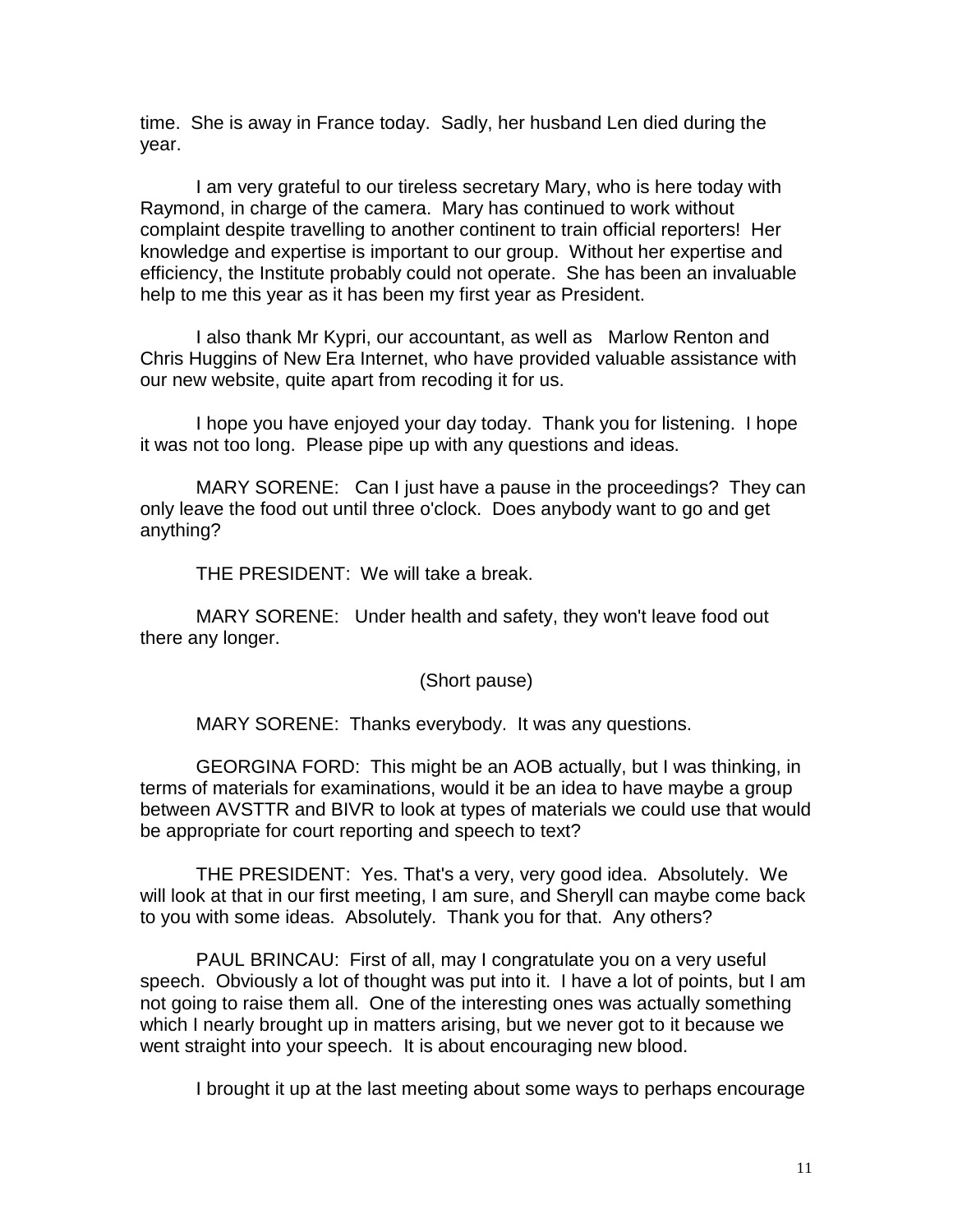time.  She is away in France today.  Sadly, her husband Len died during the year.

I am very grateful to our tireless secretary Mary, who is here today with Raymond, in charge of the camera.  Mary has continued to work without complaint despite travelling to another continent to train official reporters!  Her knowledge and expertise is important to our group.  Without her expertise and efficiency, the Institute probably could not operate.  She has been an invaluable help to me this year as it has been my first year as President.

I also thank Mr Kypri, our accountant, as well as Marlow Renton and Chris Huggins of New Era Internet, who have provided valuable assistance with our new website, quite apart from recoding it for us.

I hope you have enjoyed your day today.  Thank you for listening.  I hope it was not too long.  Please pipe up with any questions and ideas.

MARY SORENE:   Can I just have a pause in the proceedings?  They can only leave the food out until three o'clock.  Does anybody want to go and get anything?

THE PRESIDENT:  We will take a break.

MARY SORENE:   Under health and safety, they won't leave food out there any longer.

(Short pause)

MARY SORENE:  Thanks everybody.  It was any questions.

GEORGINA FORD:  This might be an AOB actually, but I was thinking, in terms of materials for examinations, would it be an idea to have maybe a group between AVSTTR and BIVR to look at types of materials we could use that would be appropriate for court reporting and speech to text?

THE PRESIDENT:  Yes. That's a very, very good idea.  Absolutely.  We will look at that in our first meeting, I am sure, and Sheryll can maybe come back to you with some ideas.  Absolutely.  Thank you for that.  Any others?

PAUL BRINCAU:  First of all, may I congratulate you on a very useful speech.  Obviously a lot of thought was put into it.  I have a lot of points, but I am not going to raise them all.  One of the interesting ones was actually something which I nearly brought up in matters arising, but we never got to it because we went straight into your speech.  It is about encouraging new blood.

I brought it up at the last meeting about some ways to perhaps encourage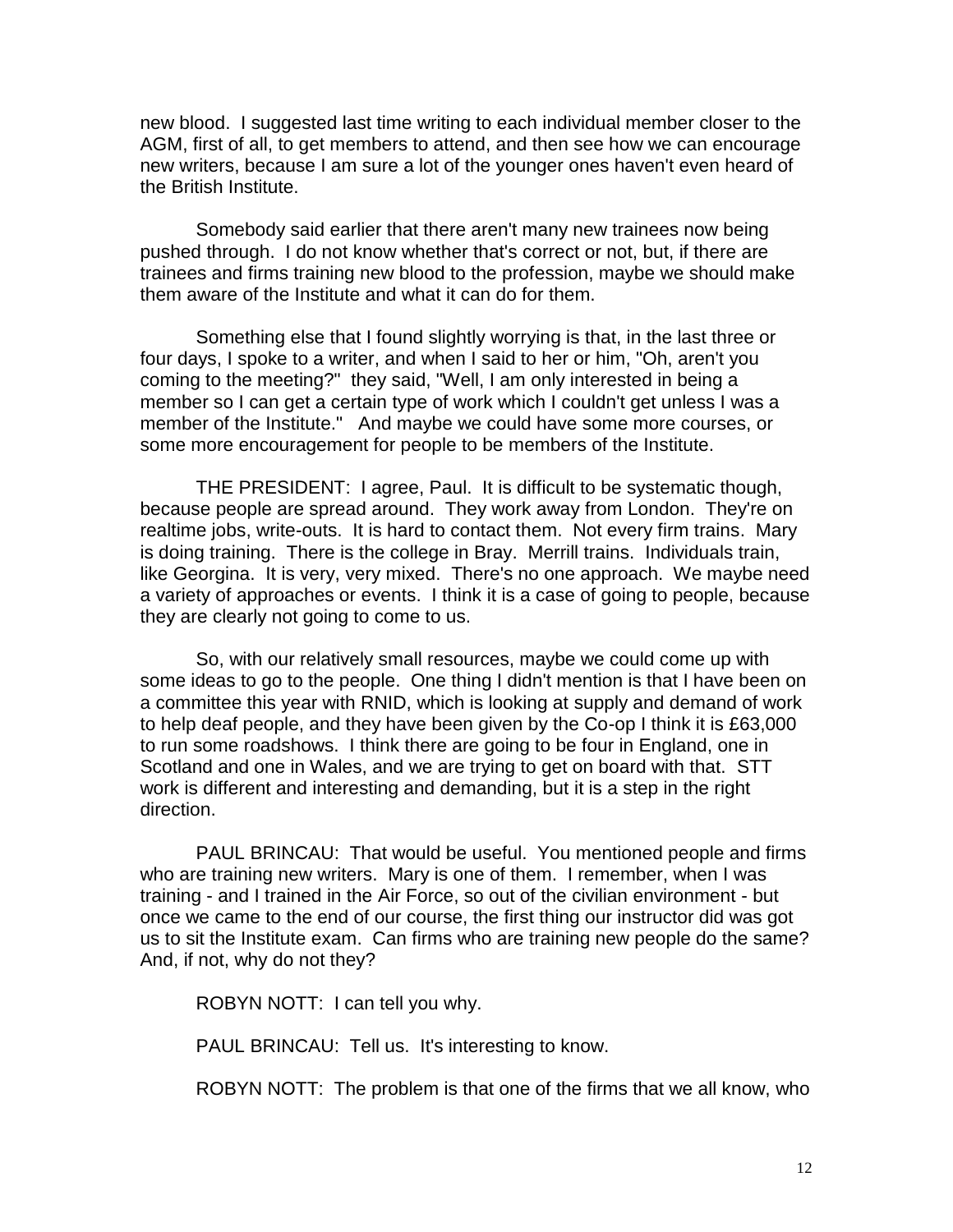new blood. I suggested last time writing to each individual member closer to the AGM, first of all, to get members to attend, and then see how we can encourage new writers, because I am sure a lot of the younger ones haven't even heard of the British Institute.

Somebody said earlier that there aren't many new trainees now being pushed through. I do not know whether that's correct or not, but, if there are trainees and firms training new blood to the profession, maybe we should make them aware of the Institute and what it can do for them.

Something else that I found slightly worrying is that, in the last three or four days, I spoke to a writer, and when I said to her or him, "Oh, aren't you coming to the meeting?" they said, "Well, I am only interested in being a member so I can get a certain type of work which I couldn't get unless I was a member of the Institute." And maybe we could have some more courses, or some more encouragement for people to be members of the Institute.

THE PRESIDENT: I agree, Paul. It is difficult to be systematic though, because people are spread around. They work away from London. They're on realtime jobs, write-outs. It is hard to contact them. Not every firm trains. Mary is doing training. There is the college in Bray. Merrill trains. Individuals train, like Georgina. It is very, very mixed. There's no one approach. We maybe need a variety of approaches or events. I think it is a case of going to people, because they are clearly not going to come to us.

So, with our relatively small resources, maybe we could come up with some ideas to go to the people. One thing I didn't mention is that I have been on a committee this year with RNID, which is looking at supply and demand of work to help deaf people, and they have been given by the Co-op I think it is £63,000 to run some roadshows. I think there are going to be four in England, one in Scotland and one in Wales, and we are trying to get on board with that. STT work is different and interesting and demanding, but it is a step in the right direction.

PAUL BRINCAU: That would be useful. You mentioned people and firms who are training new writers. Mary is one of them. I remember, when I was training - and I trained in the Air Force, so out of the civilian environment - but once we came to the end of our course, the first thing our instructor did was got us to sit the Institute exam. Can firms who are training new people do the same? And, if not, why do not they?

ROBYN NOTT: I can tell you why.

PAUL BRINCAU: Tell us. It's interesting to know.

ROBYN NOTT: The problem is that one of the firms that we all know, who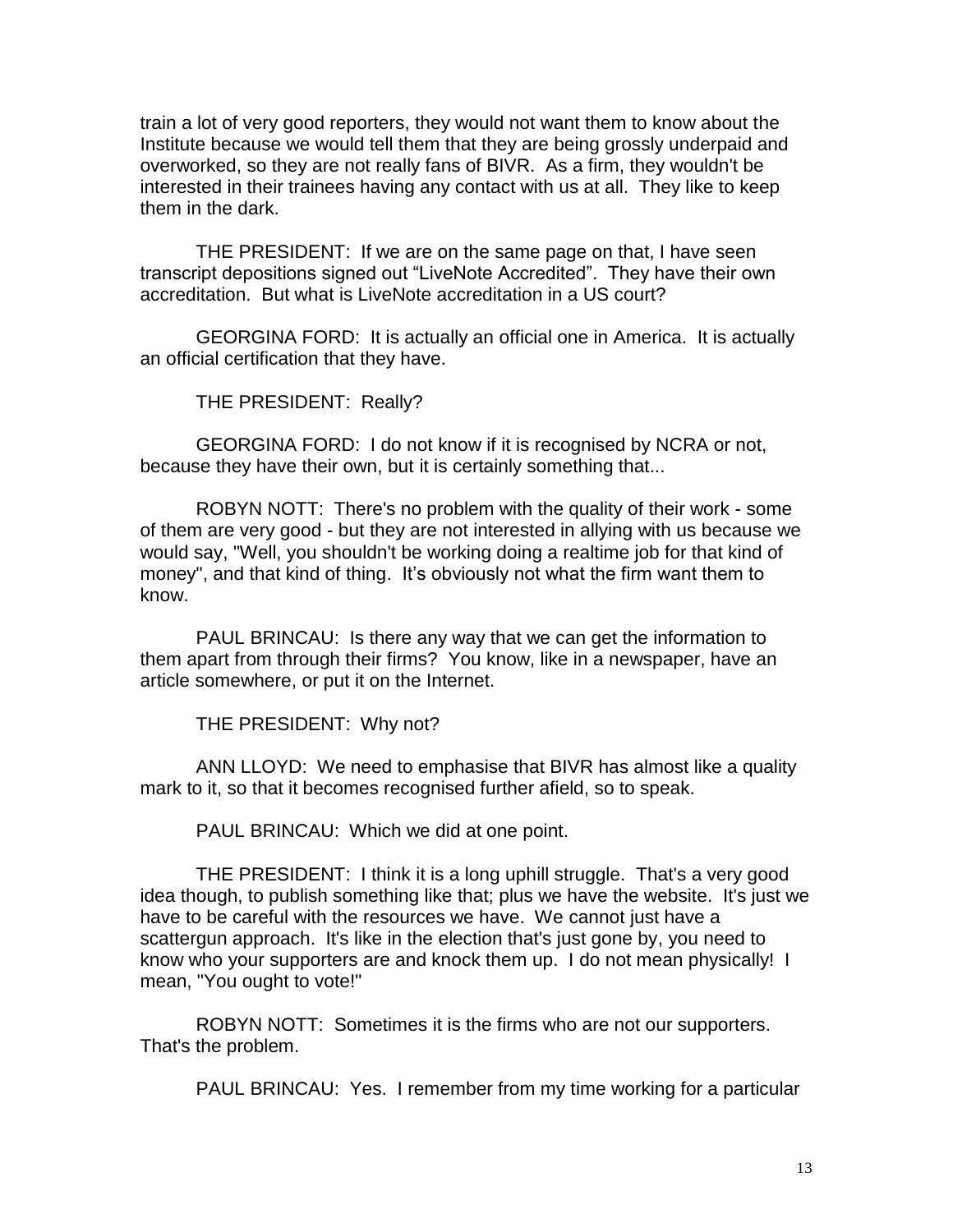train a lot of very good reporters, they would not want them to know about the Institute because we would tell them that they are being grossly underpaid and overworked, so they are not really fans of BIVR. As a firm, they wouldn't be interested in their trainees having any contact with us at all. They like to keep them in the dark.

THE PRESIDENT: If we are on the same page on that, I have seen transcript depositions signed out "LiveNote Accredited". They have their own accreditation. But what is LiveNote accreditation in a US court?

GEORGINA FORD: It is actually an official one in America. It is actually an official certification that they have.

THE PRESIDENT: Really?

GEORGINA FORD: I do not know if it is recognised by NCRA or not, because they have their own, but it is certainly something that...

ROBYN NOTT: There's no problem with the quality of their work - some of them are very good - but they are not interested in allying with us because we would say, "Well, you shouldn't be working doing a realtime job for that kind of money", and that kind of thing. It's obviously not what the firm want them to know.

PAUL BRINCAU: Is there any way that we can get the information to them apart from through their firms? You know, like in a newspaper, have an article somewhere, or put it on the Internet.

THE PRESIDENT: Why not?

ANN LLOYD: We need to emphasise that BIVR has almost like a quality mark to it, so that it becomes recognised further afield, so to speak.

PAUL BRINCAU: Which we did at one point.

THE PRESIDENT: I think it is a long uphill struggle. That's a very good idea though, to publish something like that; plus we have the website. It's just we have to be careful with the resources we have. We cannot just have a scattergun approach. It's like in the election that's just gone by, you need to know who your supporters are and knock them up. I do not mean physically! I mean, "You ought to vote!"

ROBYN NOTT: Sometimes it is the firms who are not our supporters. That's the problem.

PAUL BRINCAU: Yes. I remember from my time working for a particular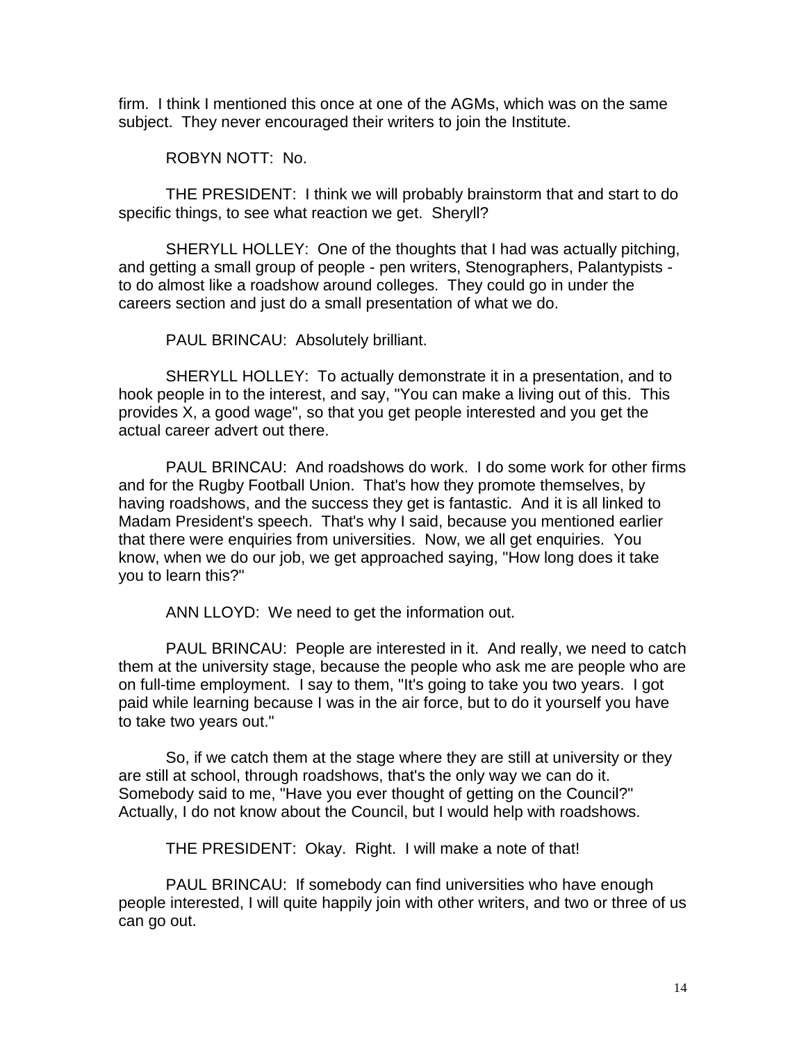firm. I think I mentioned this once at one of the AGMs, which was on the same subject. They never encouraged their writers to join the Institute.

ROBYN NOTT: No.

THE PRESIDENT: I think we will probably brainstorm that and start to do specific things, to see what reaction we get. Sheryll?

SHERYLL HOLLEY: One of the thoughts that I had was actually pitching, and getting a small group of people - pen writers, Stenographers, Palantypists - to do almost like a roadshow around colleges. They could go in under the careers section and just do a small presentation of what we do.

PAUL BRINCAU: Absolutely brilliant.

SHERYLL HOLLEY: To actually demonstrate it in a presentation, and to hook people in to the interest, and say, "You can make a living out of this. This provides X, a good wage", so that you get people interested and you get the actual career advert out there.

PAUL BRINCAU: And roadshows do work. I do some work for other firms and for the Rugby Football Union. That's how they promote themselves, by having roadshows, and the success they get is fantastic. And it is all linked to Madam President's speech. That's why I said, because you mentioned earlier that there were enquiries from universities. Now, we all get enquiries. You know, when we do our job, we get approached saying, "How long does it take you to learn this?"

ANN LLOYD: We need to get the information out.

PAUL BRINCAU: People are interested in it. And really, we need to catch them at the university stage, because the people who ask me are people who are on full-time employment. I say to them, "It's going to take you two years. I got paid while learning because I was in the air force, but to do it yourself you have to take two years out."

So, if we catch them at the stage where they are still at university or they are still at school, through roadshows, that's the only way we can do it. Somebody said to me, "Have you ever thought of getting on the Council?" Actually, I do not know about the Council, but I would help with roadshows.

THE PRESIDENT: Okay. Right. I will make a note of that!

PAUL BRINCAU: If somebody can find universities who have enough people interested, I will quite happily join with other writers, and two or three of us can go out.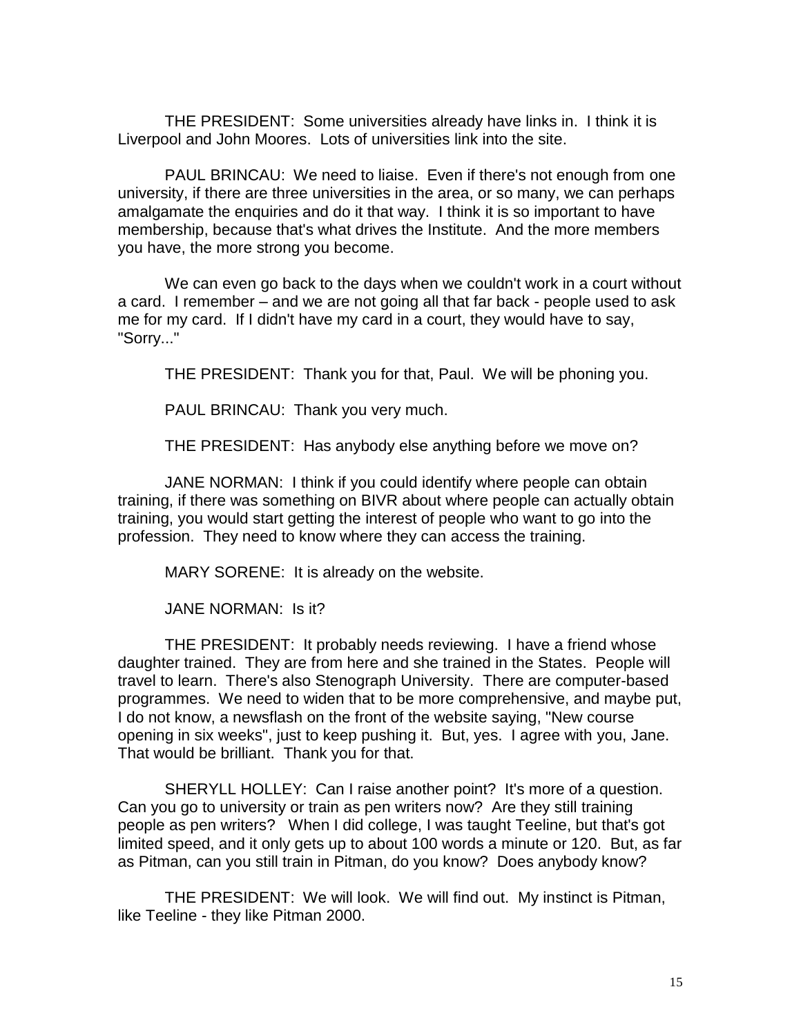THE PRESIDENT: Some universities already have links in. I think it is Liverpool and John Moores. Lots of universities link into the site.

PAUL BRINCAU: We need to liaise. Even if there's not enough from one university, if there are three universities in the area, or so many, we can perhaps amalgamate the enquiries and do it that way. I think it is so important to have membership, because that's what drives the Institute. And the more members you have, the more strong you become.

We can even go back to the days when we couldn't work in a court without a card. I remember – and we are not going all that far back - people used to ask me for my card. If I didn't have my card in a court, they would have to say, "Sorry..."

THE PRESIDENT: Thank you for that, Paul. We will be phoning you.

PAUL BRINCAU: Thank you very much.

THE PRESIDENT: Has anybody else anything before we move on?

JANE NORMAN: I think if you could identify where people can obtain training, if there was something on BIVR about where people can actually obtain training, you would start getting the interest of people who want to go into the profession. They need to know where they can access the training.

MARY SORENE: It is already on the website.

JANE NORMAN: Is it?

THE PRESIDENT: It probably needs reviewing. I have a friend whose daughter trained. They are from here and she trained in the States. People will travel to learn. There's also Stenograph University. There are computer-based programmes. We need to widen that to be more comprehensive, and maybe put, I do not know, a newsflash on the front of the website saying, "New course opening in six weeks", just to keep pushing it. But, yes. I agree with you, Jane. That would be brilliant. Thank you for that.

SHERYLL HOLLEY: Can I raise another point? It's more of a question. Can you go to university or train as pen writers now? Are they still training people as pen writers? When I did college, I was taught Teeline, but that's got limited speed, and it only gets up to about 100 words a minute or 120. But, as far as Pitman, can you still train in Pitman, do you know? Does anybody know?

THE PRESIDENT: We will look. We will find out. My instinct is Pitman, like Teeline - they like Pitman 2000.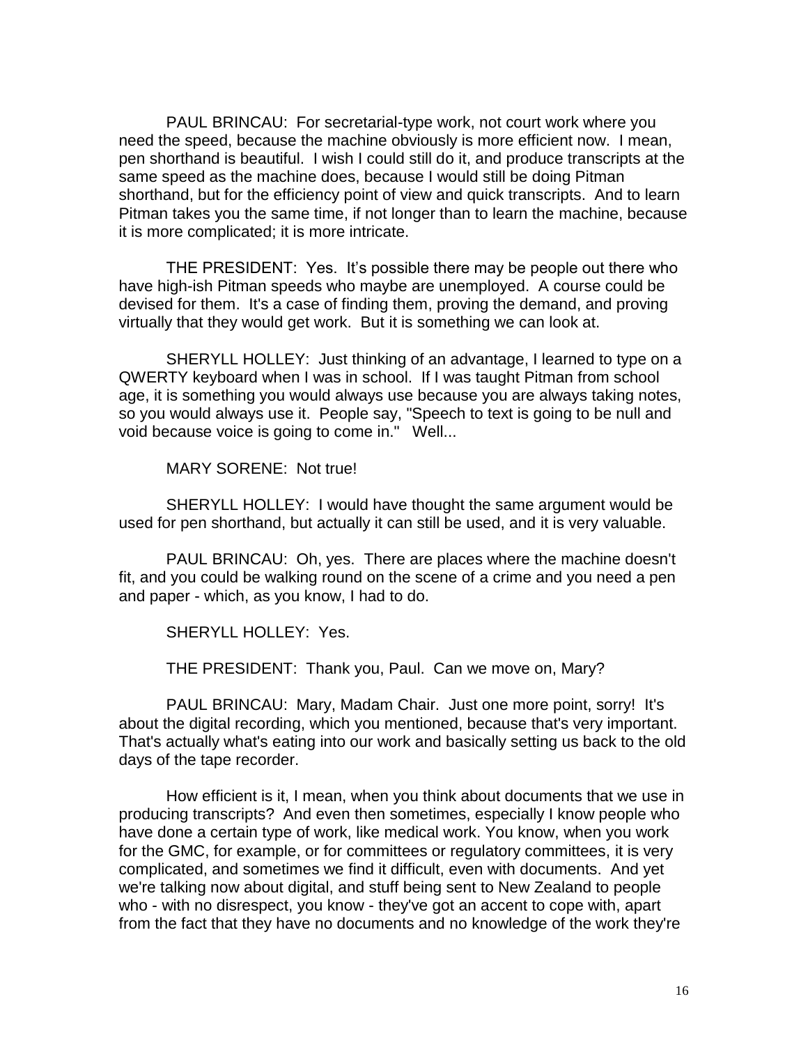PAUL BRINCAU: For secretarial-type work, not court work where you need the speed, because the machine obviously is more efficient now. I mean, pen shorthand is beautiful. I wish I could still do it, and produce transcripts at the same speed as the machine does, because I would still be doing Pitman shorthand, but for the efficiency point of view and quick transcripts. And to learn Pitman takes you the same time, if not longer than to learn the machine, because it is more complicated; it is more intricate.

THE PRESIDENT: Yes. It's possible there may be people out there who have high-ish Pitman speeds who maybe are unemployed. A course could be devised for them. It's a case of finding them, proving the demand, and proving virtually that they would get work. But it is something we can look at.

SHERYLL HOLLEY: Just thinking of an advantage, I learned to type on a QWERTY keyboard when I was in school. If I was taught Pitman from school age, it is something you would always use because you are always taking notes, so you would always use it. People say, "Speech to text is going to be null and void because voice is going to come in." Well...

MARY SORENE: Not true!

SHERYLL HOLLEY: I would have thought the same argument would be used for pen shorthand, but actually it can still be used, and it is very valuable.

PAUL BRINCAU: Oh, yes. There are places where the machine doesn't fit, and you could be walking round on the scene of a crime and you need a pen and paper - which, as you know, I had to do.

SHERYLL HOLLEY: Yes.

THE PRESIDENT: Thank you, Paul. Can we move on, Mary?

PAUL BRINCAU: Mary, Madam Chair. Just one more point, sorry! It's about the digital recording, which you mentioned, because that's very important. That's actually what's eating into our work and basically setting us back to the old days of the tape recorder.

How efficient is it, I mean, when you think about documents that we use in producing transcripts? And even then sometimes, especially I know people who have done a certain type of work, like medical work. You know, when you work for the GMC, for example, or for committees or regulatory committees, it is very complicated, and sometimes we find it difficult, even with documents. And yet we're talking now about digital, and stuff being sent to New Zealand to people who - with no disrespect, you know - they've got an accent to cope with, apart from the fact that they have no documents and no knowledge of the work they're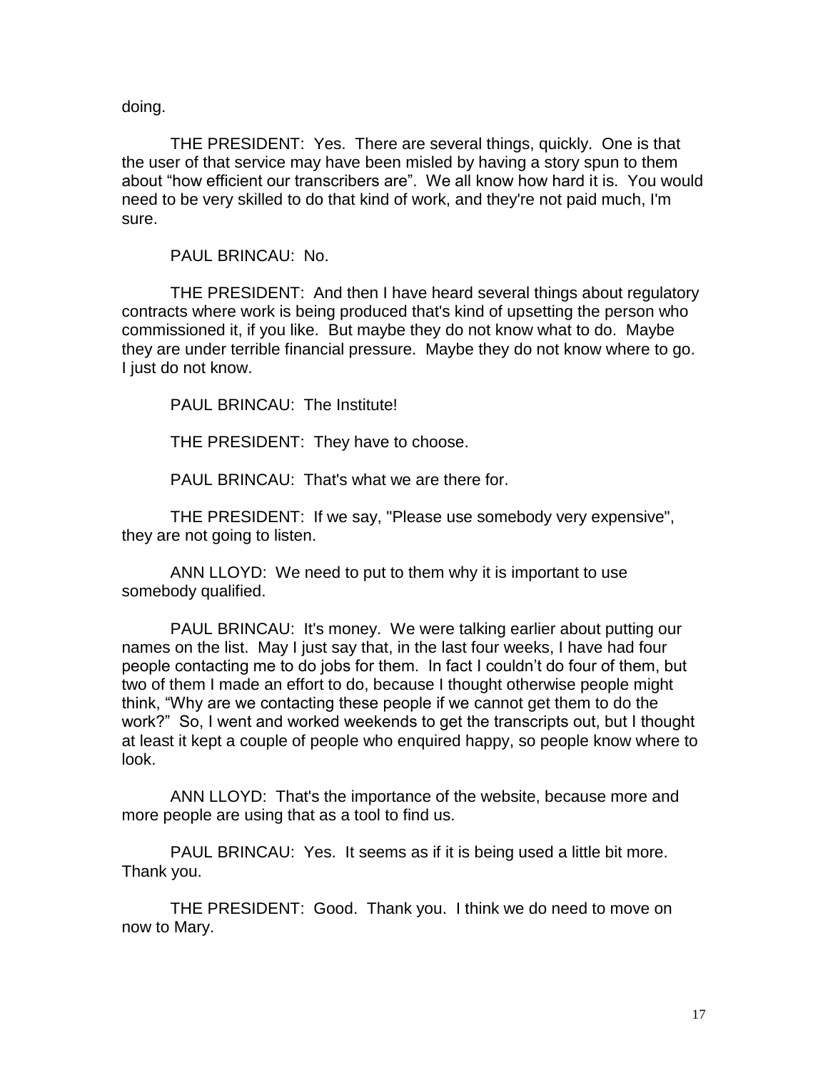doing.

THE PRESIDENT: Yes. There are several things, quickly. One is that the user of that service may have been misled by having a story spun to them about "how efficient our transcribers are". We all know how hard it is. You would need to be very skilled to do that kind of work, and they're not paid much, I'm sure.

PAUL BRINCAU: No.

THE PRESIDENT: And then I have heard several things about regulatory contracts where work is being produced that's kind of upsetting the person who commissioned it, if you like. But maybe they do not know what to do. Maybe they are under terrible financial pressure. Maybe they do not know where to go. I just do not know.

PAUL BRINCAU: The Institute!

THE PRESIDENT: They have to choose.

PAUL BRINCAU: That's what we are there for.

THE PRESIDENT: If we say, "Please use somebody very expensive", they are not going to listen.

ANN LLOYD: We need to put to them why it is important to use somebody qualified.

PAUL BRINCAU: It's money. We were talking earlier about putting our names on the list. May I just say that, in the last four weeks, I have had four people contacting me to do jobs for them. In fact I couldn't do four of them, but two of them I made an effort to do, because I thought otherwise people might think, "Why are we contacting these people if we cannot get them to do the work?" So, I went and worked weekends to get the transcripts out, but I thought at least it kept a couple of people who enquired happy, so people know where to look.

ANN LLOYD: That's the importance of the website, because more and more people are using that as a tool to find us.

PAUL BRINCAU: Yes. It seems as if it is being used a little bit more. Thank you.

THE PRESIDENT: Good. Thank you. I think we do need to move on now to Mary.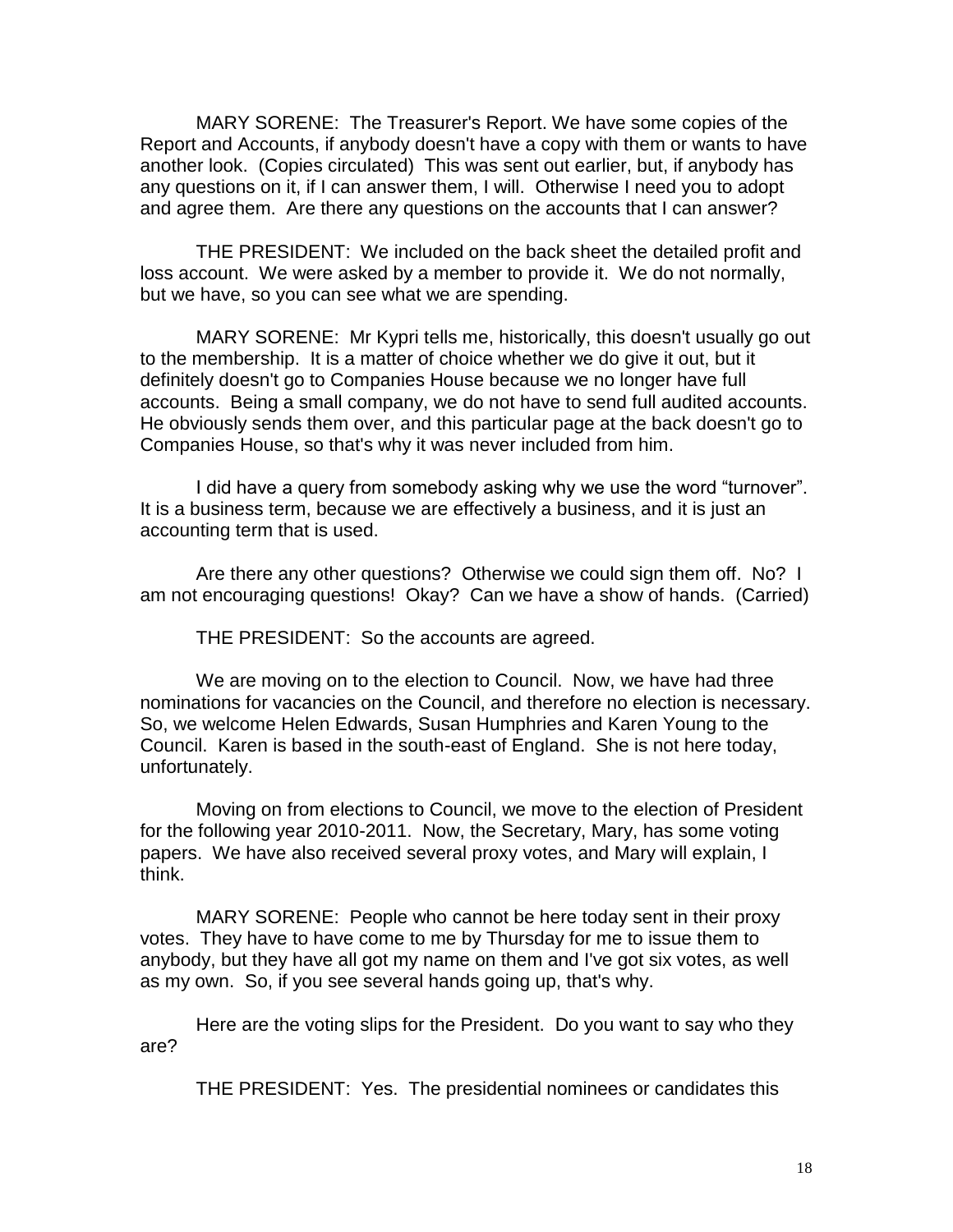MARY SORENE: The Treasurer's Report. We have some copies of the Report and Accounts, if anybody doesn't have a copy with them or wants to have another look. (Copies circulated) This was sent out earlier, but, if anybody has any questions on it, if I can answer them, I will. Otherwise I need you to adopt and agree them. Are there any questions on the accounts that I can answer?

THE PRESIDENT: We included on the back sheet the detailed profit and loss account. We were asked by a member to provide it. We do not normally, but we have, so you can see what we are spending.

MARY SORENE: Mr Kypri tells me, historically, this doesn't usually go out to the membership. It is a matter of choice whether we do give it out, but it definitely doesn't go to Companies House because we no longer have full accounts. Being a small company, we do not have to send full audited accounts. He obviously sends them over, and this particular page at the back doesn't go to Companies House, so that's why it was never included from him.

I did have a query from somebody asking why we use the word "turnover". It is a business term, because we are effectively a business, and it is just an accounting term that is used.

Are there any other questions? Otherwise we could sign them off. No? I am not encouraging questions! Okay? Can we have a show of hands. (Carried)

THE PRESIDENT: So the accounts are agreed.

We are moving on to the election to Council. Now, we have had three nominations for vacancies on the Council, and therefore no election is necessary. So, we welcome Helen Edwards, Susan Humphries and Karen Young to the Council. Karen is based in the south-east of England. She is not here today, unfortunately.

Moving on from elections to Council, we move to the election of President for the following year 2010-2011. Now, the Secretary, Mary, has some voting papers. We have also received several proxy votes, and Mary will explain, I think.

MARY SORENE: People who cannot be here today sent in their proxy votes. They have to have come to me by Thursday for me to issue them to anybody, but they have all got my name on them and I've got six votes, as well as my own. So, if you see several hands going up, that's why.

Here are the voting slips for the President. Do you want to say who they are?

THE PRESIDENT: Yes. The presidential nominees or candidates this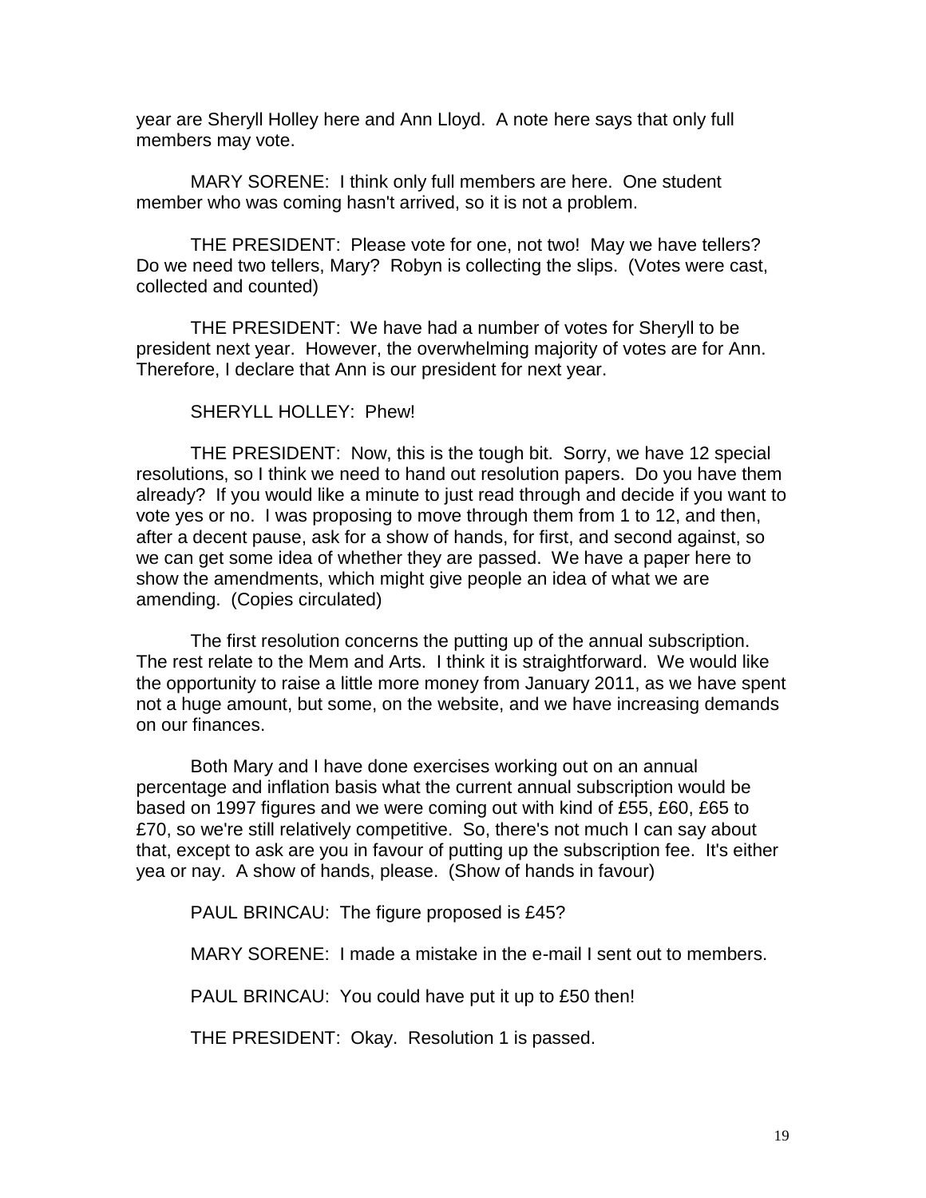year are Sheryll Holley here and Ann Lloyd. A note here says that only full members may vote.

MARY SORENE: I think only full members are here. One student member who was coming hasn't arrived, so it is not a problem.

THE PRESIDENT: Please vote for one, not two! May we have tellers? Do we need two tellers, Mary? Robyn is collecting the slips. (Votes were cast, collected and counted)

THE PRESIDENT: We have had a number of votes for Sheryll to be president next year. However, the overwhelming majority of votes are for Ann. Therefore, I declare that Ann is our president for next year.

SHERYLL HOLLEY: Phew!

THE PRESIDENT: Now, this is the tough bit. Sorry, we have 12 special resolutions, so I think we need to hand out resolution papers. Do you have them already? If you would like a minute to just read through and decide if you want to vote yes or no. I was proposing to move through them from 1 to 12, and then, after a decent pause, ask for a show of hands, for first, and second against, so we can get some idea of whether they are passed. We have a paper here to show the amendments, which might give people an idea of what we are amending. (Copies circulated)

The first resolution concerns the putting up of the annual subscription. The rest relate to the Mem and Arts. I think it is straightforward. We would like the opportunity to raise a little more money from January 2011, as we have spent not a huge amount, but some, on the website, and we have increasing demands on our finances.

Both Mary and I have done exercises working out on an annual percentage and inflation basis what the current annual subscription would be based on 1997 figures and we were coming out with kind of £55, £60, £65 to £70, so we're still relatively competitive. So, there's not much I can say about that, except to ask are you in favour of putting up the subscription fee. It's either yea or nay. A show of hands, please. (Show of hands in favour)

PAUL BRINCAU: The figure proposed is £45?

MARY SORENE: I made a mistake in the e-mail I sent out to members.

PAUL BRINCAU: You could have put it up to £50 then!

THE PRESIDENT: Okay. Resolution 1 is passed.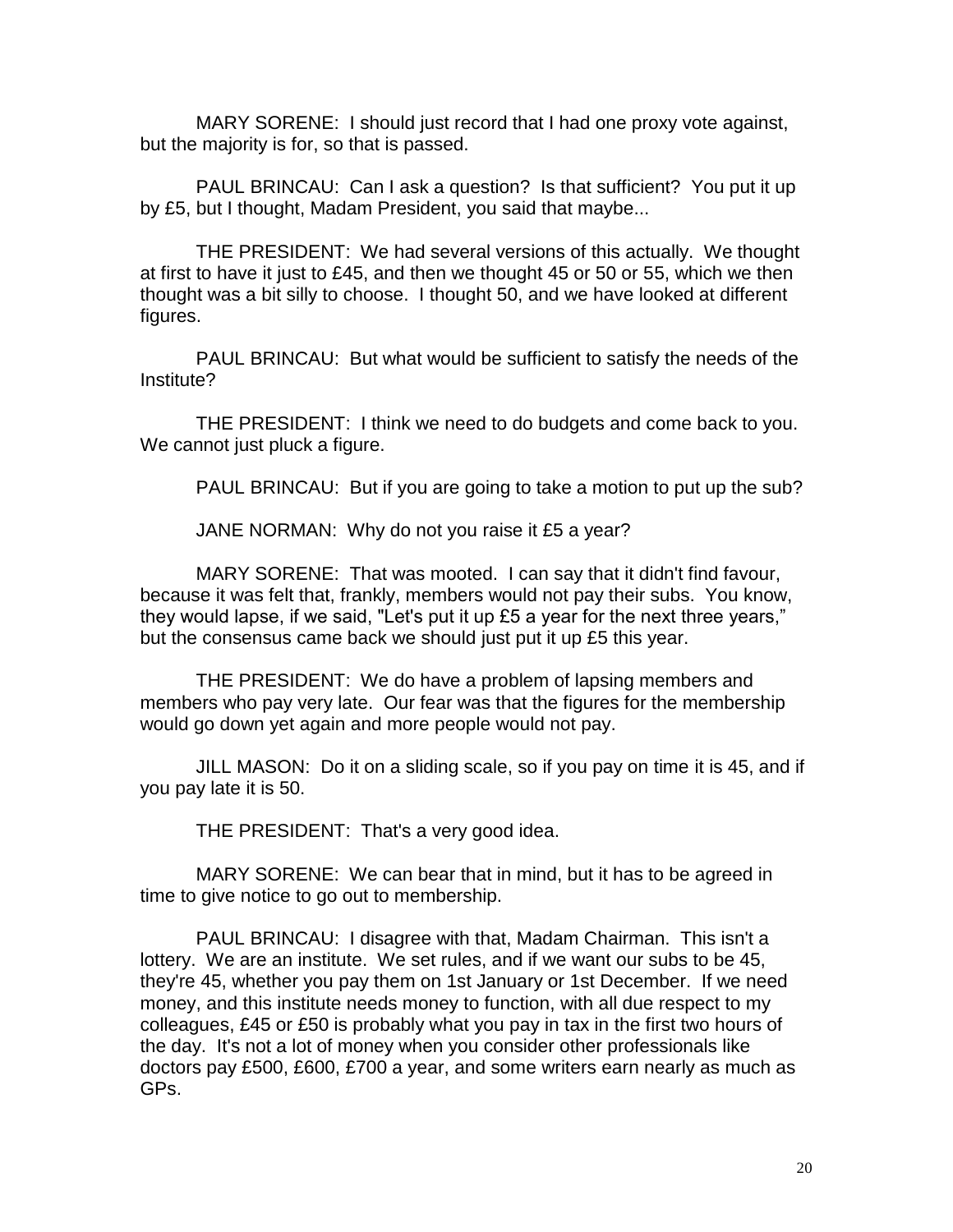MARY SORENE: I should just record that I had one proxy vote against, but the majority is for, so that is passed.

PAUL BRINCAU: Can I ask a question? Is that sufficient? You put it up by £5, but I thought, Madam President, you said that maybe...

THE PRESIDENT: We had several versions of this actually. We thought at first to have it just to £45, and then we thought 45 or 50 or 55, which we then thought was a bit silly to choose. I thought 50, and we have looked at different figures.

PAUL BRINCAU: But what would be sufficient to satisfy the needs of the Institute?

THE PRESIDENT: I think we need to do budgets and come back to you. We cannot just pluck a figure.

PAUL BRINCAU: But if you are going to take a motion to put up the sub?

JANE NORMAN: Why do not you raise it £5 a year?

MARY SORENE: That was mooted. I can say that it didn't find favour, because it was felt that, frankly, members would not pay their subs. You know, they would lapse, if we said, "Let's put it up £5 a year for the next three years," but the consensus came back we should just put it up £5 this year.

THE PRESIDENT: We do have a problem of lapsing members and members who pay very late. Our fear was that the figures for the membership would go down yet again and more people would not pay.

JILL MASON: Do it on a sliding scale, so if you pay on time it is 45, and if you pay late it is 50.

THE PRESIDENT: That's a very good idea.

MARY SORENE: We can bear that in mind, but it has to be agreed in time to give notice to go out to membership.

PAUL BRINCAU: I disagree with that, Madam Chairman. This isn't a lottery. We are an institute. We set rules, and if we want our subs to be 45, they're 45, whether you pay them on 1st January or 1st December. If we need money, and this institute needs money to function, with all due respect to my colleagues, £45 or £50 is probably what you pay in tax in the first two hours of the day. It's not a lot of money when you consider other professionals like doctors pay £500, £600, £700 a year, and some writers earn nearly as much as GPs.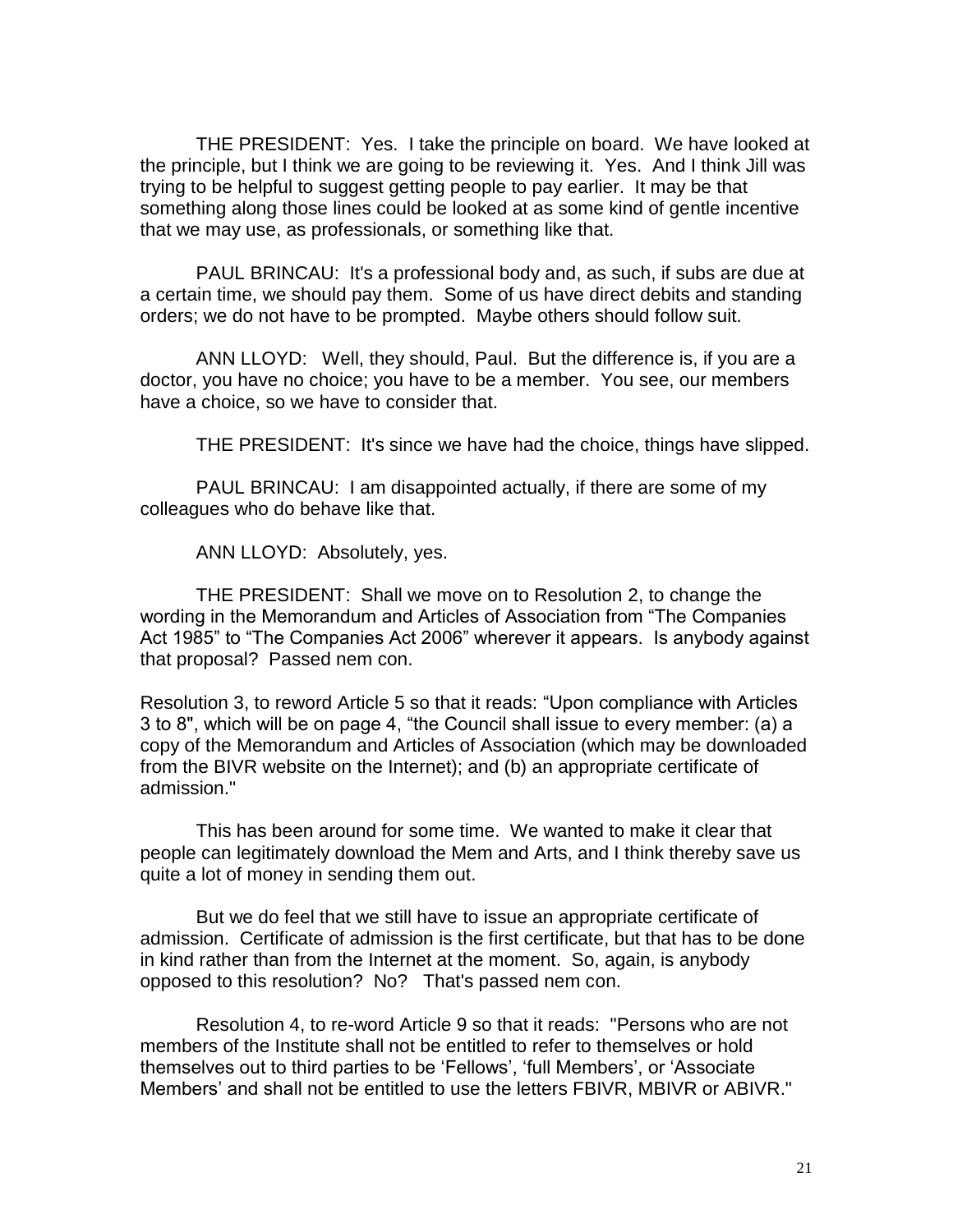THE PRESIDENT: Yes. I take the principle on board. We have looked at the principle, but I think we are going to be reviewing it. Yes. And I think Jill was trying to be helpful to suggest getting people to pay earlier. It may be that something along those lines could be looked at as some kind of gentle incentive that we may use, as professionals, or something like that.

PAUL BRINCAU: It's a professional body and, as such, if subs are due at a certain time, we should pay them. Some of us have direct debits and standing orders; we do not have to be prompted. Maybe others should follow suit.

ANN LLOYD: Well, they should, Paul. But the difference is, if you are a doctor, you have no choice; you have to be a member. You see, our members have a choice, so we have to consider that.

THE PRESIDENT: It's since we have had the choice, things have slipped.

PAUL BRINCAU: I am disappointed actually, if there are some of my colleagues who do behave like that.

ANN LLOYD: Absolutely, yes.

THE PRESIDENT: Shall we move on to Resolution 2, to change the wording in the Memorandum and Articles of Association from "The Companies Act 1985" to "The Companies Act 2006" wherever it appears. Is anybody against that proposal? Passed nem con.

Resolution 3, to reword Article 5 so that it reads: "Upon compliance with Articles 3 to 8", which will be on page 4, "the Council shall issue to every member: (a) a copy of the Memorandum and Articles of Association (which may be downloaded from the BIVR website on the Internet); and (b) an appropriate certificate of admission."

This has been around for some time. We wanted to make it clear that people can legitimately download the Mem and Arts, and I think thereby save us quite a lot of money in sending them out.

But we do feel that we still have to issue an appropriate certificate of admission. Certificate of admission is the first certificate, but that has to be done in kind rather than from the Internet at the moment. So, again, is anybody opposed to this resolution? No? That's passed nem con.

Resolution 4, to re-word Article 9 so that it reads: "Persons who are not members of the Institute shall not be entitled to refer to themselves or hold themselves out to third parties to be 'Fellows', 'full Members', or 'Associate Members' and shall not be entitled to use the letters FBIVR, MBIVR or ABIVR."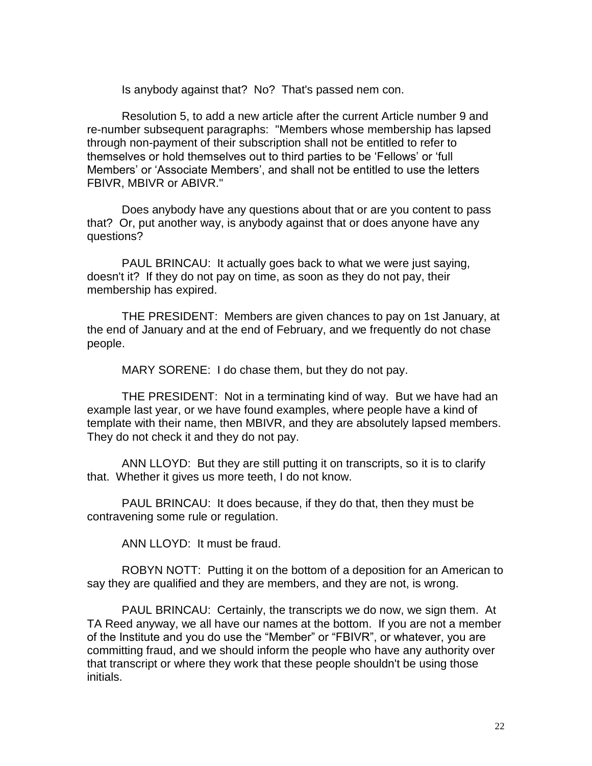Is anybody against that? No? That's passed nem con.

Resolution 5, to add a new article after the current Article number 9 and re-number subsequent paragraphs: "Members whose membership has lapsed through non-payment of their subscription shall not be entitled to refer to themselves or hold themselves out to third parties to be 'Fellows' or 'full Members' or 'Associate Members', and shall not be entitled to use the letters FBIVR, MBIVR or ABIVR."

Does anybody have any questions about that or are you content to pass that? Or, put another way, is anybody against that or does anyone have any questions?

PAUL BRINCAU: It actually goes back to what we were just saying, doesn't it? If they do not pay on time, as soon as they do not pay, their membership has expired.

THE PRESIDENT: Members are given chances to pay on 1st January, at the end of January and at the end of February, and we frequently do not chase people.

MARY SORENE: I do chase them, but they do not pay.

THE PRESIDENT: Not in a terminating kind of way. But we have had an example last year, or we have found examples, where people have a kind of template with their name, then MBIVR, and they are absolutely lapsed members. They do not check it and they do not pay.

ANN LLOYD: But they are still putting it on transcripts, so it is to clarify that. Whether it gives us more teeth, I do not know.

PAUL BRINCAU: It does because, if they do that, then they must be contravening some rule or regulation.

ANN LLOYD: It must be fraud.

ROBYN NOTT: Putting it on the bottom of a deposition for an American to say they are qualified and they are members, and they are not, is wrong.

PAUL BRINCAU: Certainly, the transcripts we do now, we sign them. At TA Reed anyway, we all have our names at the bottom. If you are not a member of the Institute and you do use the "Member" or "FBIVR", or whatever, you are committing fraud, and we should inform the people who have any authority over that transcript or where they work that these people shouldn't be using those initials.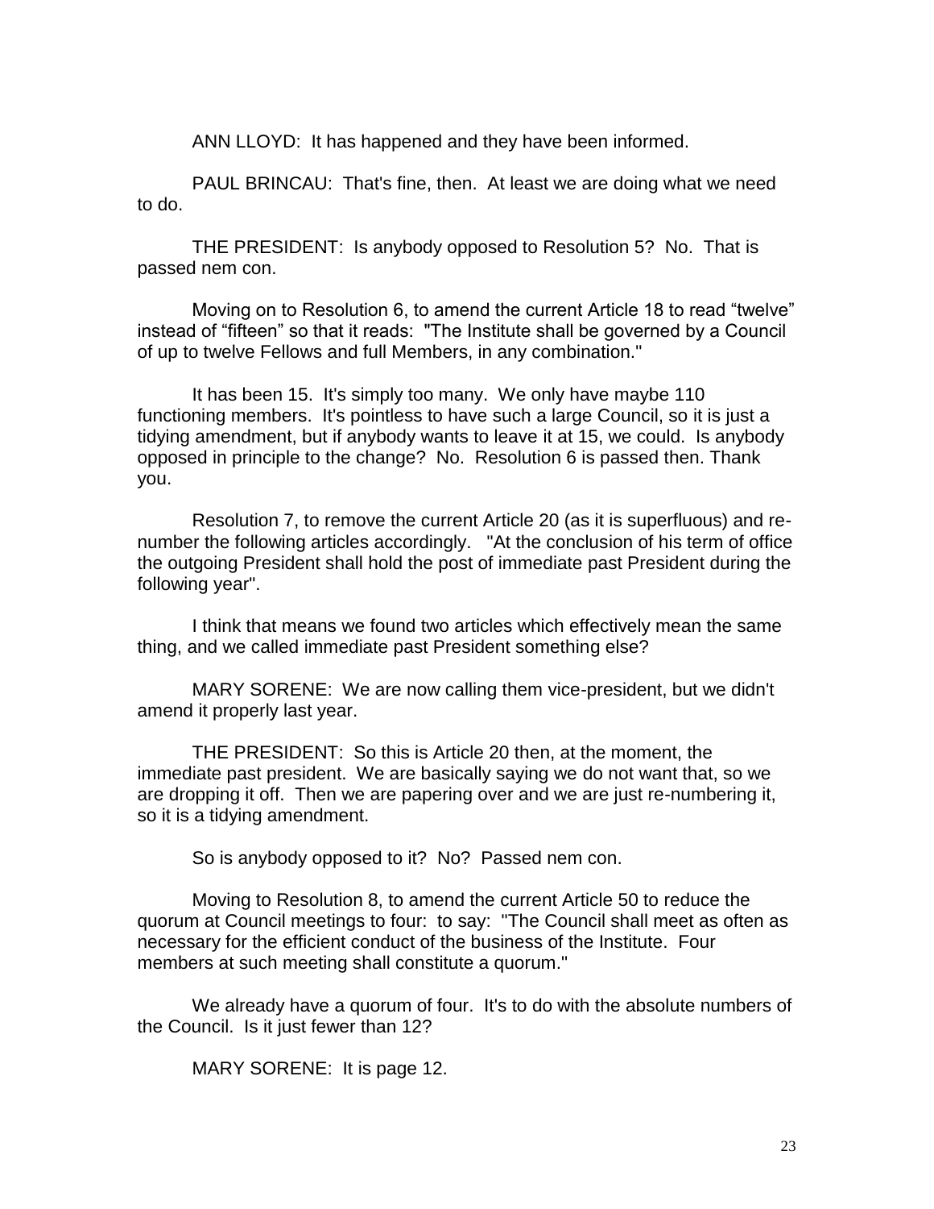ANN LLOYD: It has happened and they have been informed.

PAUL BRINCAU: That's fine, then. At least we are doing what we need to do.

THE PRESIDENT: Is anybody opposed to Resolution 5? No. That is passed nem con.

Moving on to Resolution 6, to amend the current Article 18 to read "twelve" instead of "fifteen" so that it reads: "The Institute shall be governed by a Council of up to twelve Fellows and full Members, in any combination."

It has been 15. It's simply too many. We only have maybe 110 functioning members. It's pointless to have such a large Council, so it is just a tidying amendment, but if anybody wants to leave it at 15, we could. Is anybody opposed in principle to the change? No. Resolution 6 is passed then. Thank you.

Resolution 7, to remove the current Article 20 (as it is superfluous) and re-number the following articles accordingly. "At the conclusion of his term of office the outgoing President shall hold the post of immediate past President during the following year".

I think that means we found two articles which effectively mean the same thing, and we called immediate past President something else?

MARY SORENE: We are now calling them vice-president, but we didn't amend it properly last year.

THE PRESIDENT: So this is Article 20 then, at the moment, the immediate past president. We are basically saying we do not want that, so we are dropping it off. Then we are papering over and we are just re-numbering it, so it is a tidying amendment.

So is anybody opposed to it? No? Passed nem con.

Moving to Resolution 8, to amend the current Article 50 to reduce the quorum at Council meetings to four: to say: "The Council shall meet as often as necessary for the efficient conduct of the business of the Institute. Four members at such meeting shall constitute a quorum."

We already have a quorum of four. It's to do with the absolute numbers of the Council. Is it just fewer than 12?

MARY SORENE: It is page 12.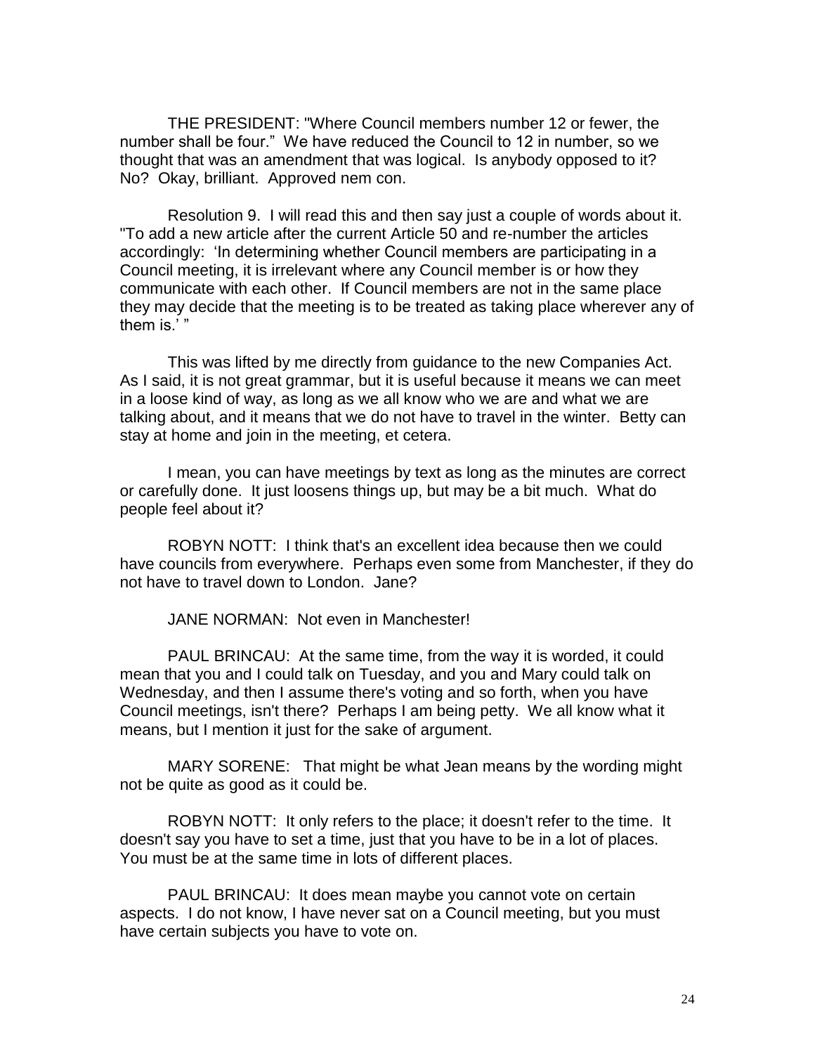THE PRESIDENT: "Where Council members number 12 or fewer, the number shall be four." We have reduced the Council to 12 in number, so we thought that was an amendment that was logical. Is anybody opposed to it? No? Okay, brilliant. Approved nem con.

Resolution 9. I will read this and then say just a couple of words about it. "To add a new article after the current Article 50 and re-number the articles accordingly: 'In determining whether Council members are participating in a Council meeting, it is irrelevant where any Council member is or how they communicate with each other. If Council members are not in the same place they may decide that the meeting is to be treated as taking place wherever any of them is.' "

This was lifted by me directly from guidance to the new Companies Act. As I said, it is not great grammar, but it is useful because it means we can meet in a loose kind of way, as long as we all know who we are and what we are talking about, and it means that we do not have to travel in the winter. Betty can stay at home and join in the meeting, et cetera.

I mean, you can have meetings by text as long as the minutes are correct or carefully done. It just loosens things up, but may be a bit much. What do people feel about it?

ROBYN NOTT: I think that's an excellent idea because then we could have councils from everywhere. Perhaps even some from Manchester, if they do not have to travel down to London. Jane?

JANE NORMAN: Not even in Manchester!

PAUL BRINCAU: At the same time, from the way it is worded, it could mean that you and I could talk on Tuesday, and you and Mary could talk on Wednesday, and then I assume there's voting and so forth, when you have Council meetings, isn't there? Perhaps I am being petty. We all know what it means, but I mention it just for the sake of argument.

MARY SORENE: That might be what Jean means by the wording might not be quite as good as it could be.

ROBYN NOTT: It only refers to the place; it doesn't refer to the time. It doesn't say you have to set a time, just that you have to be in a lot of places. You must be at the same time in lots of different places.

PAUL BRINCAU: It does mean maybe you cannot vote on certain aspects. I do not know, I have never sat on a Council meeting, but you must have certain subjects you have to vote on.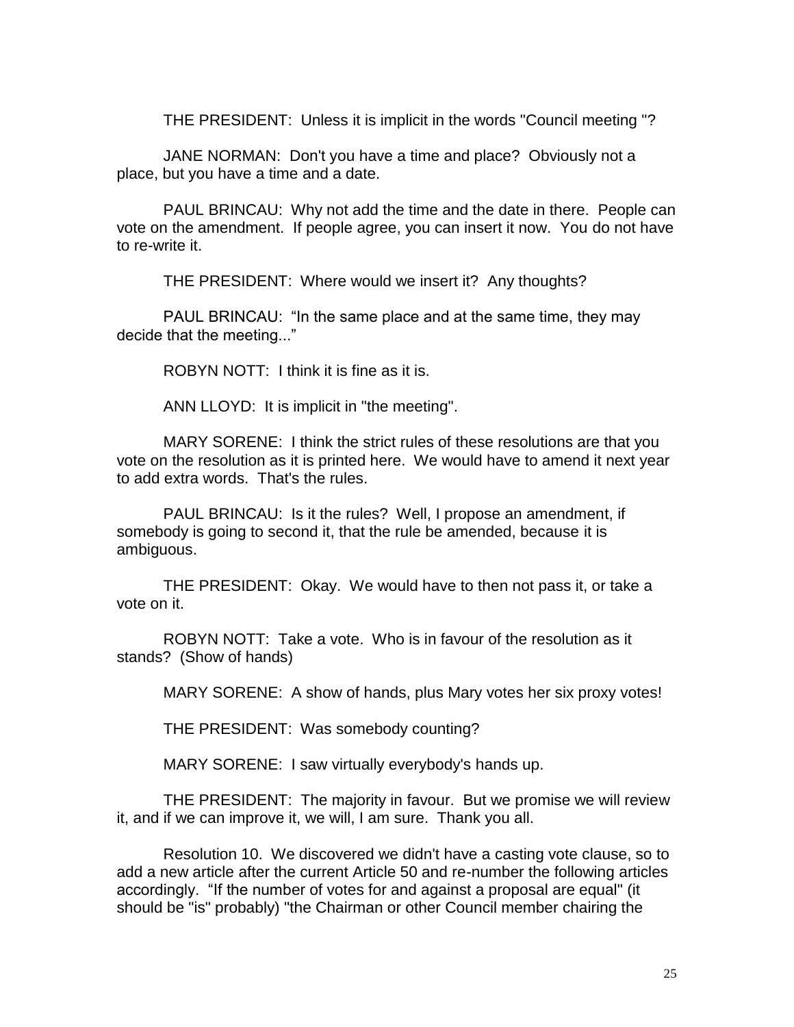THE PRESIDENT: Unless it is implicit in the words "Council meeting "?

JANE NORMAN: Don't you have a time and place? Obviously not a place, but you have a time and a date.

PAUL BRINCAU: Why not add the time and the date in there. People can vote on the amendment. If people agree, you can insert it now. You do not have to re-write it.

THE PRESIDENT: Where would we insert it? Any thoughts?

PAUL BRINCAU: "In the same place and at the same time, they may decide that the meeting..."

ROBYN NOTT: I think it is fine as it is.

ANN LLOYD: It is implicit in "the meeting".

MARY SORENE: I think the strict rules of these resolutions are that you vote on the resolution as it is printed here. We would have to amend it next year to add extra words. That's the rules.

PAUL BRINCAU: Is it the rules? Well, I propose an amendment, if somebody is going to second it, that the rule be amended, because it is ambiguous.

THE PRESIDENT: Okay. We would have to then not pass it, or take a vote on it.

ROBYN NOTT: Take a vote. Who is in favour of the resolution as it stands? (Show of hands)

MARY SORENE: A show of hands, plus Mary votes her six proxy votes!

THE PRESIDENT: Was somebody counting?

MARY SORENE: I saw virtually everybody's hands up.

THE PRESIDENT: The majority in favour. But we promise we will review it, and if we can improve it, we will, I am sure. Thank you all.

Resolution 10. We discovered we didn't have a casting vote clause, so to add a new article after the current Article 50 and re-number the following articles accordingly. "If the number of votes for and against a proposal are equal" (it should be "is" probably) "the Chairman or other Council member chairing the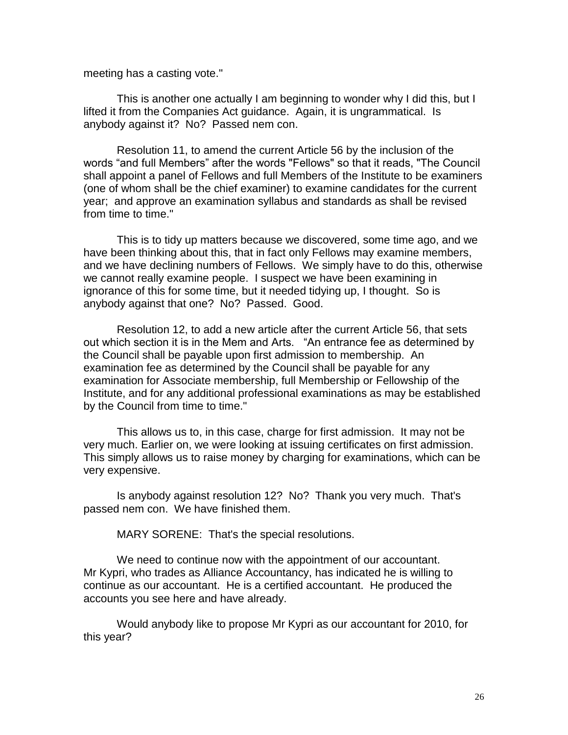meeting has a casting vote."

This is another one actually I am beginning to wonder why I did this, but I lifted it from the Companies Act guidance. Again, it is ungrammatical. Is anybody against it? No? Passed nem con.

Resolution 11, to amend the current Article 56 by the inclusion of the words "and full Members" after the words "Fellows" so that it reads, "The Council shall appoint a panel of Fellows and full Members of the Institute to be examiners (one of whom shall be the chief examiner) to examine candidates for the current year; and approve an examination syllabus and standards as shall be revised from time to time."

This is to tidy up matters because we discovered, some time ago, and we have been thinking about this, that in fact only Fellows may examine members, and we have declining numbers of Fellows. We simply have to do this, otherwise we cannot really examine people. I suspect we have been examining in ignorance of this for some time, but it needed tidying up, I thought. So is anybody against that one? No? Passed. Good.

Resolution 12, to add a new article after the current Article 56, that sets out which section it is in the Mem and Arts. "An entrance fee as determined by the Council shall be payable upon first admission to membership. An examination fee as determined by the Council shall be payable for any examination for Associate membership, full Membership or Fellowship of the Institute, and for any additional professional examinations as may be established by the Council from time to time."

This allows us to, in this case, charge for first admission. It may not be very much. Earlier on, we were looking at issuing certificates on first admission. This simply allows us to raise money by charging for examinations, which can be very expensive.

Is anybody against resolution 12? No? Thank you very much. That's passed nem con. We have finished them.

MARY SORENE: That's the special resolutions.

We need to continue now with the appointment of our accountant. Mr Kypri, who trades as Alliance Accountancy, has indicated he is willing to continue as our accountant. He is a certified accountant. He produced the accounts you see here and have already.

Would anybody like to propose Mr Kypri as our accountant for 2010, for this year?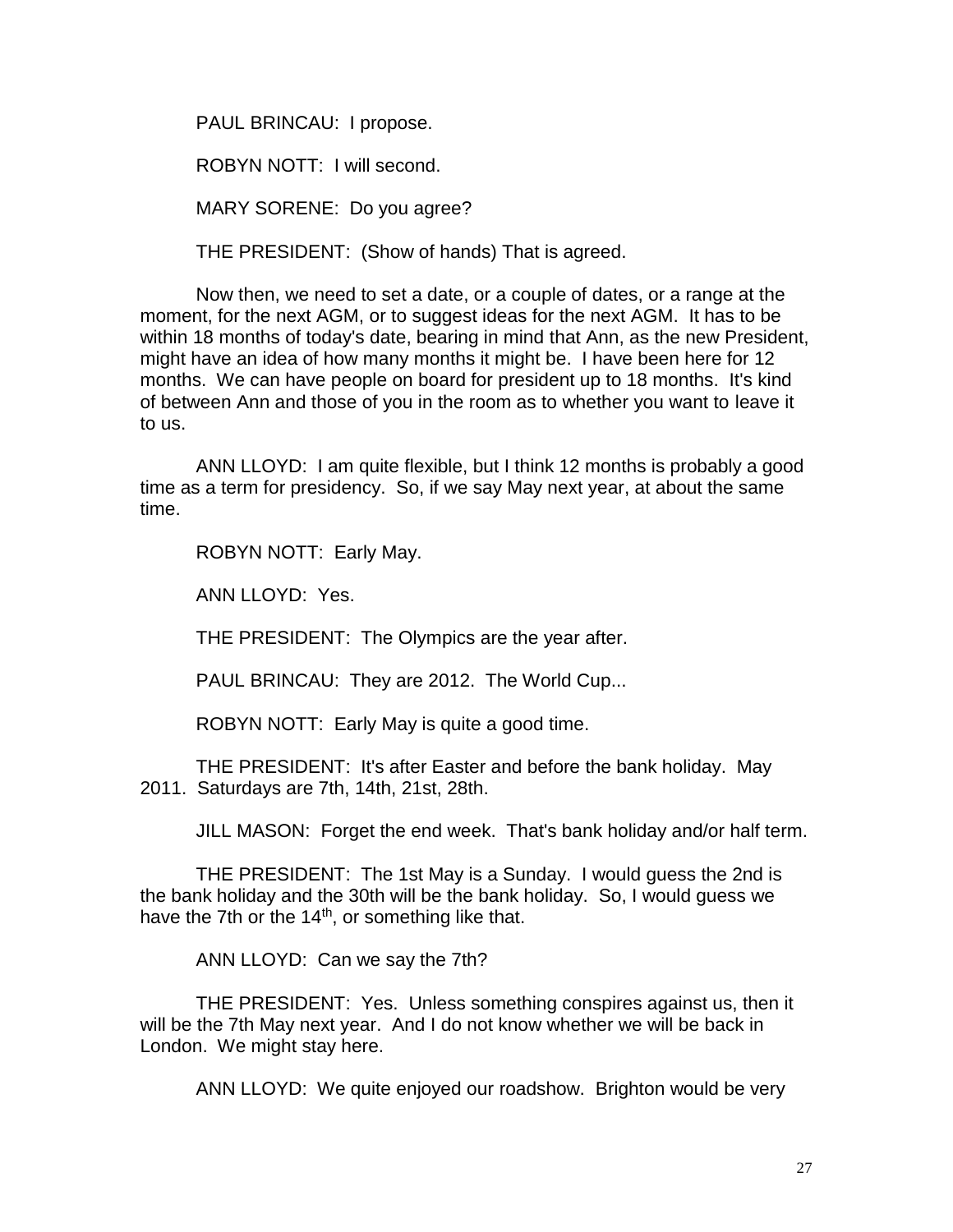PAUL BRINCAU: I propose.

ROBYN NOTT: I will second.

MARY SORENE: Do you agree?

THE PRESIDENT: (Show of hands) That is agreed.

Now then, we need to set a date, or a couple of dates, or a range at the moment, for the next AGM, or to suggest ideas for the next AGM. It has to be within 18 months of today's date, bearing in mind that Ann, as the new President, might have an idea of how many months it might be. I have been here for 12 months. We can have people on board for president up to 18 months. It's kind of between Ann and those of you in the room as to whether you want to leave it to us.

ANN LLOYD: I am quite flexible, but I think 12 months is probably a good time as a term for presidency. So, if we say May next year, at about the same time.

ROBYN NOTT: Early May.

ANN LLOYD: Yes.

THE PRESIDENT: The Olympics are the year after.

PAUL BRINCAU: They are 2012. The World Cup...

ROBYN NOTT: Early May is quite a good time.

THE PRESIDENT: It's after Easter and before the bank holiday. May 2011. Saturdays are 7th, 14th, 21st, 28th.

JILL MASON: Forget the end week. That's bank holiday and/or half term.

THE PRESIDENT: The 1st May is a Sunday. I would guess the 2nd is the bank holiday and the 30th will be the bank holiday. So, I would guess we have the 7th or the 14th, or something like that.

ANN LLOYD: Can we say the 7th?

THE PRESIDENT: Yes. Unless something conspires against us, then it will be the 7th May next year. And I do not know whether we will be back in London. We might stay here.

ANN LLOYD: We quite enjoyed our roadshow. Brighton would be very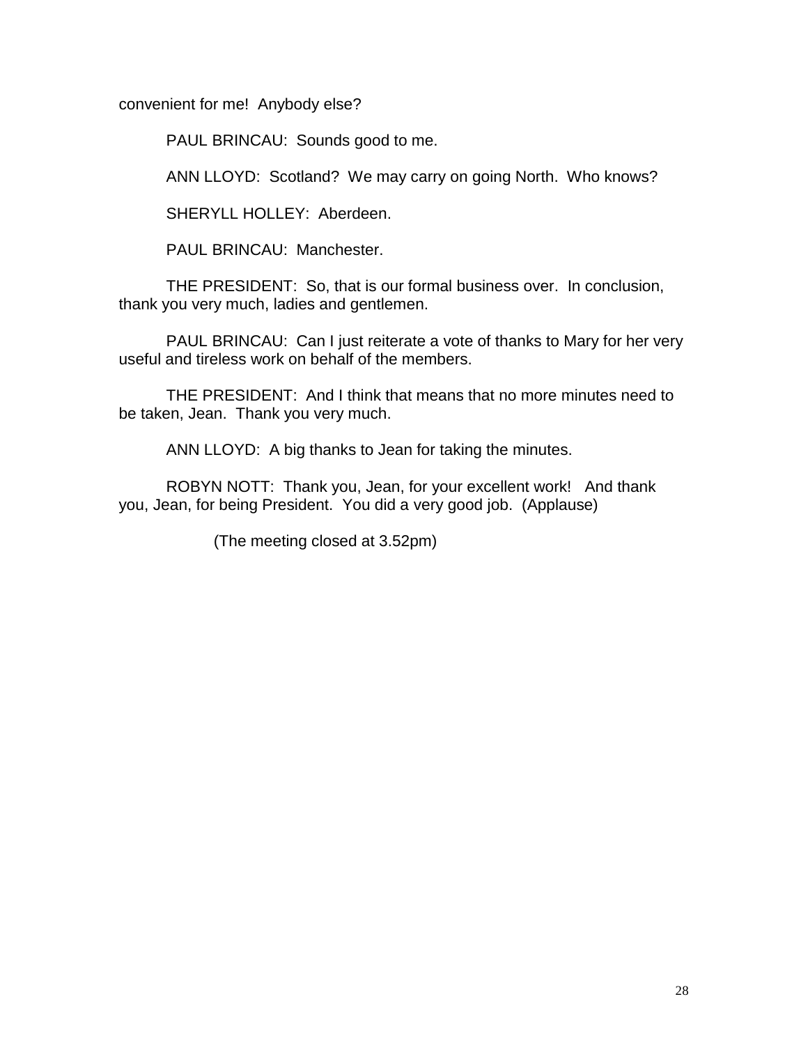convenient for me! Anybody else?

PAUL BRINCAU: Sounds good to me.

ANN LLOYD: Scotland? We may carry on going North. Who knows?

SHERYLL HOLLEY: Aberdeen.

PAUL BRINCAU: Manchester.

THE PRESIDENT: So, that is our formal business over. In conclusion, thank you very much, ladies and gentlemen.

PAUL BRINCAU: Can I just reiterate a vote of thanks to Mary for her very useful and tireless work on behalf of the members.

THE PRESIDENT: And I think that means that no more minutes need to be taken, Jean. Thank you very much.

ANN LLOYD: A big thanks to Jean for taking the minutes.

ROBYN NOTT: Thank you, Jean, for your excellent work! And thank you, Jean, for being President. You did a very good job. (Applause)

(The meeting closed at 3.52pm)